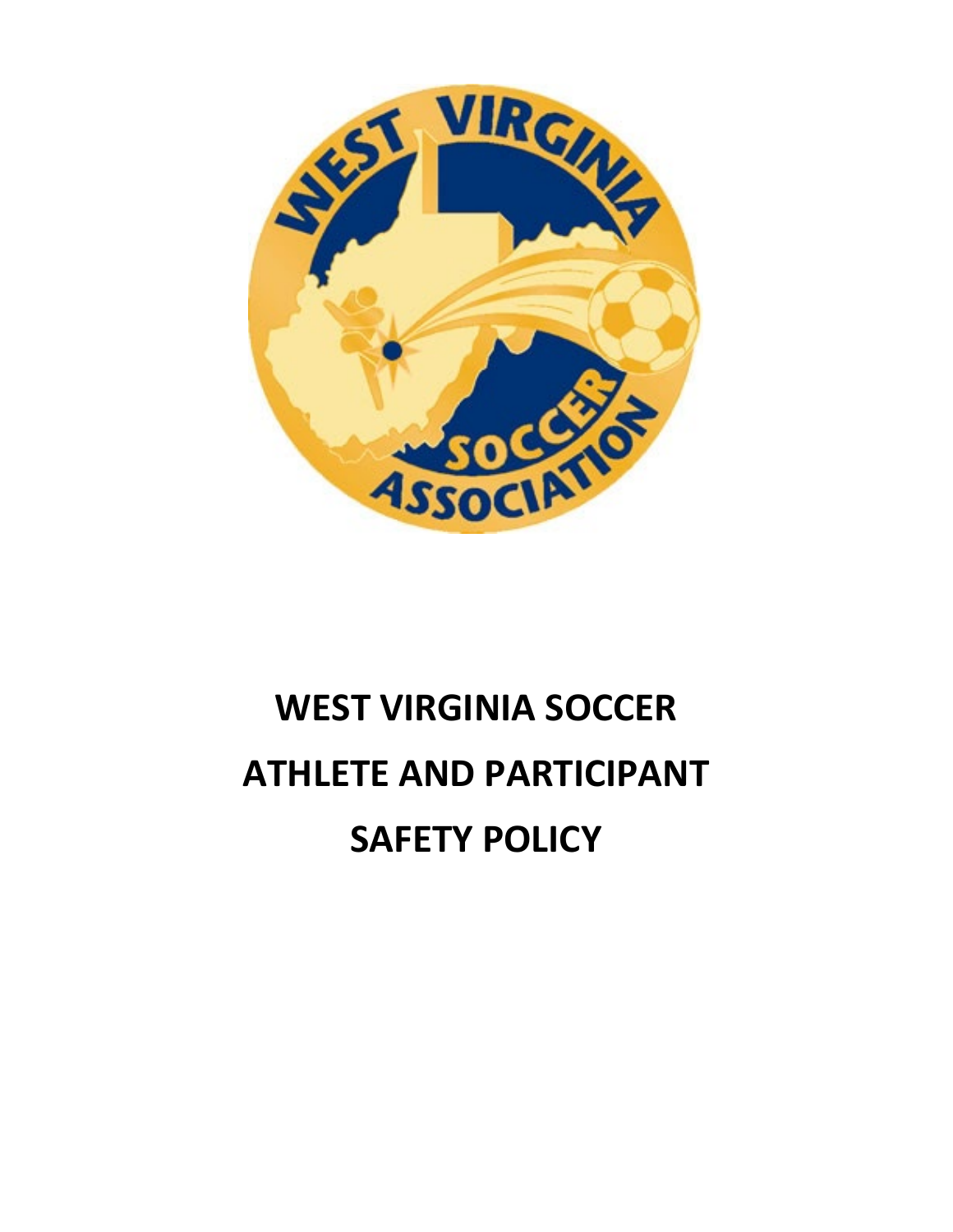# WEST VIRGINIA SOCCER ATHLETE AND PARTICIPANT SAFETY POLICY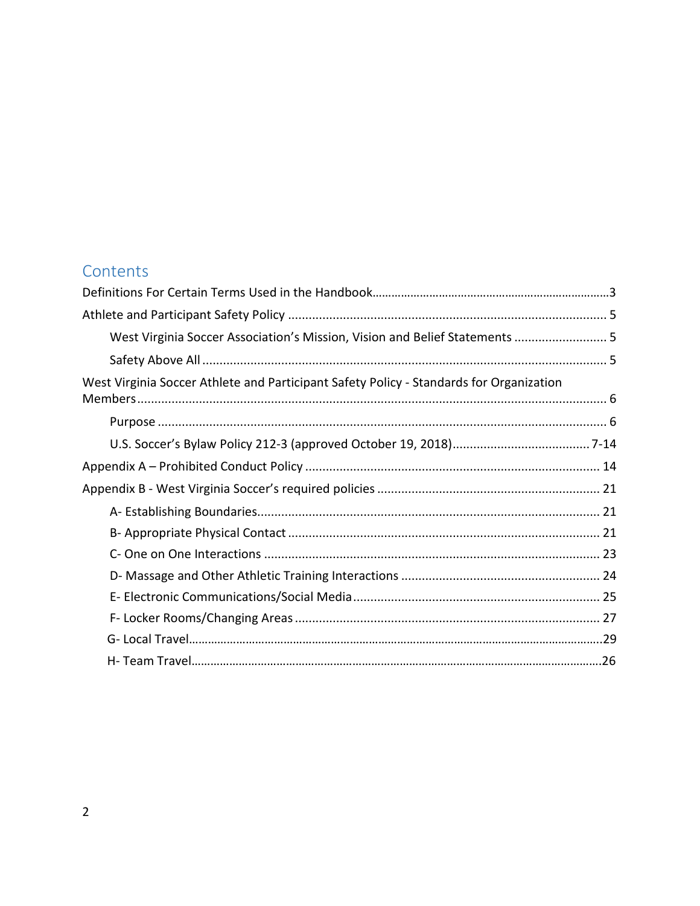## Contents

Definitions For Certain Terms Used in the Handbook....................................................................3

Athlete and Participant Safety Policy ............................................................................................ 5

- West Virginia Soccer Association's Mission, Vision and Belief Statements ........................... 5
- Safety Above All ...................................................................................................................... 5

West Virginia Soccer Athlete and Participant Safety Policy - Standards for Organization Members........................................................................................................................................ 6

- Purpose .................................................................................................................................. 6
- U.S. Soccer's Bylaw Policy 212-3 (approved October 19, 2018)........................................ 7-14

Appendix A – Prohibited Conduct Policy ..................................................................................... 14

Appendix B - West Virginia Soccer's required policies ................................................................ 21

- A- Establishing Boundaries.................................................................................................... 21
- B- Appropriate Physical Contact .......................................................................................... 21
- C- One on One Interactions ................................................................................................. 23
- D- Massage and Other Athletic Training Interactions .......................................................... 24
- E- Electronic Communications/Social Media ........................................................................ 25
- F- Locker Rooms/Changing Areas ......................................................................................... 27
- G- Local Travel.......................................................................................................................29
- H- Team Travel.......................................................................................................................26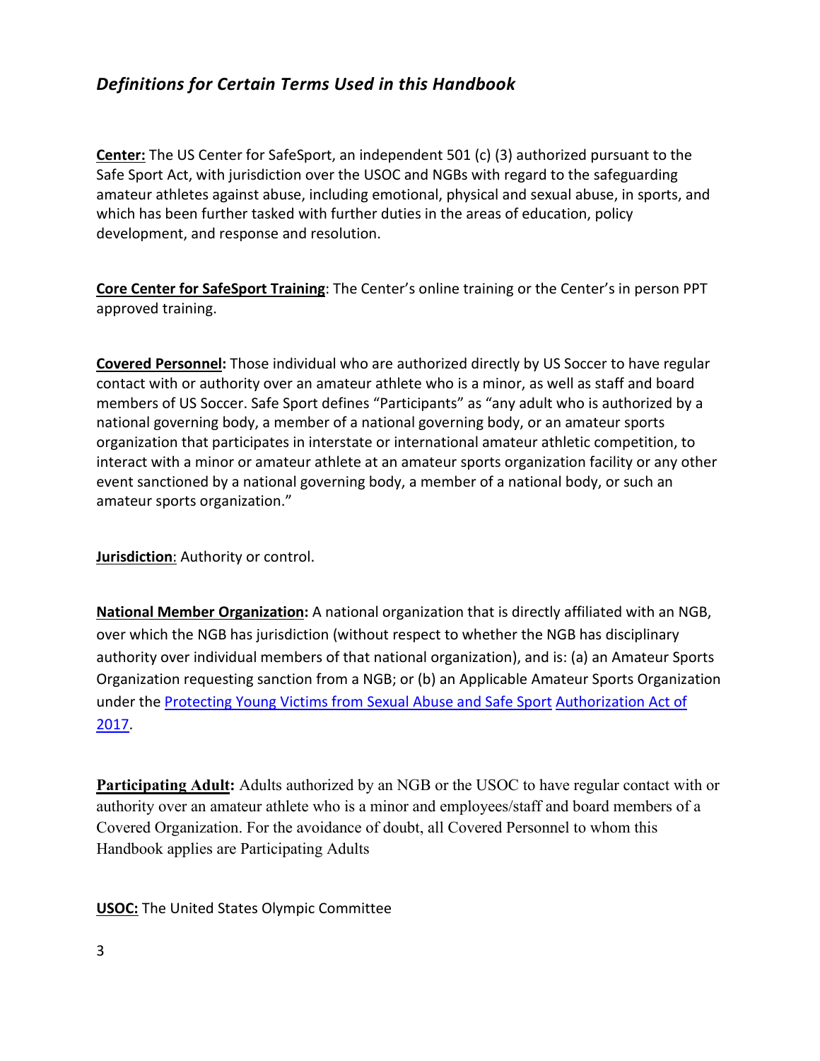## *Definitions for Certain Terms Used in this Handbook*

**Center:** The US Center for SafeSport, an independent 501 (c) (3) authorized pursuant to the Safe Sport Act, with jurisdiction over the USOC and NGBs with regard to the safeguarding amateur athletes against abuse, including emotional, physical and sexual abuse, in sports, and which has been further tasked with further duties in the areas of education, policy development, and response and resolution.

**Core Center for SafeSport Training**: The Center's online training or the Center's in person PPT approved training.

**Covered Personnel:** Those individual who are authorized directly by US Soccer to have regular contact with or authority over an amateur athlete who is a minor, as well as staff and board members of US Soccer. Safe Sport defines "Participants" as "any adult who is authorized by a national governing body, a member of a national governing body, or an amateur sports organization that participates in interstate or international amateur athletic competition, to interact with a minor or amateur athlete at an amateur sports organization facility or any other event sanctioned by a national governing body, a member of a national body, or such an amateur sports organization."

**Jurisdiction**: Authority or control.

**National Member Organization:** A national organization that is directly affiliated with an NGB, over which the NGB has jurisdiction (without respect to whether the NGB has disciplinary authority over individual members of that national organization), and is: (a) an Amateur Sports Organization requesting sanction from a NGB; or (b) an Applicable Amateur Sports Organization under the Protecting Young Victims from Sexual Abuse and Safe Sport Authorization Act of 2017.

**Participating Adult:** Adults authorized by an NGB or the USOC to have regular contact with or authority over an amateur athlete who is a minor and employees/staff and board members of a Covered Organization. For the avoidance of doubt, all Covered Personnel to whom this Handbook applies are Participating Adults

**USOC:** The United States Olympic Committee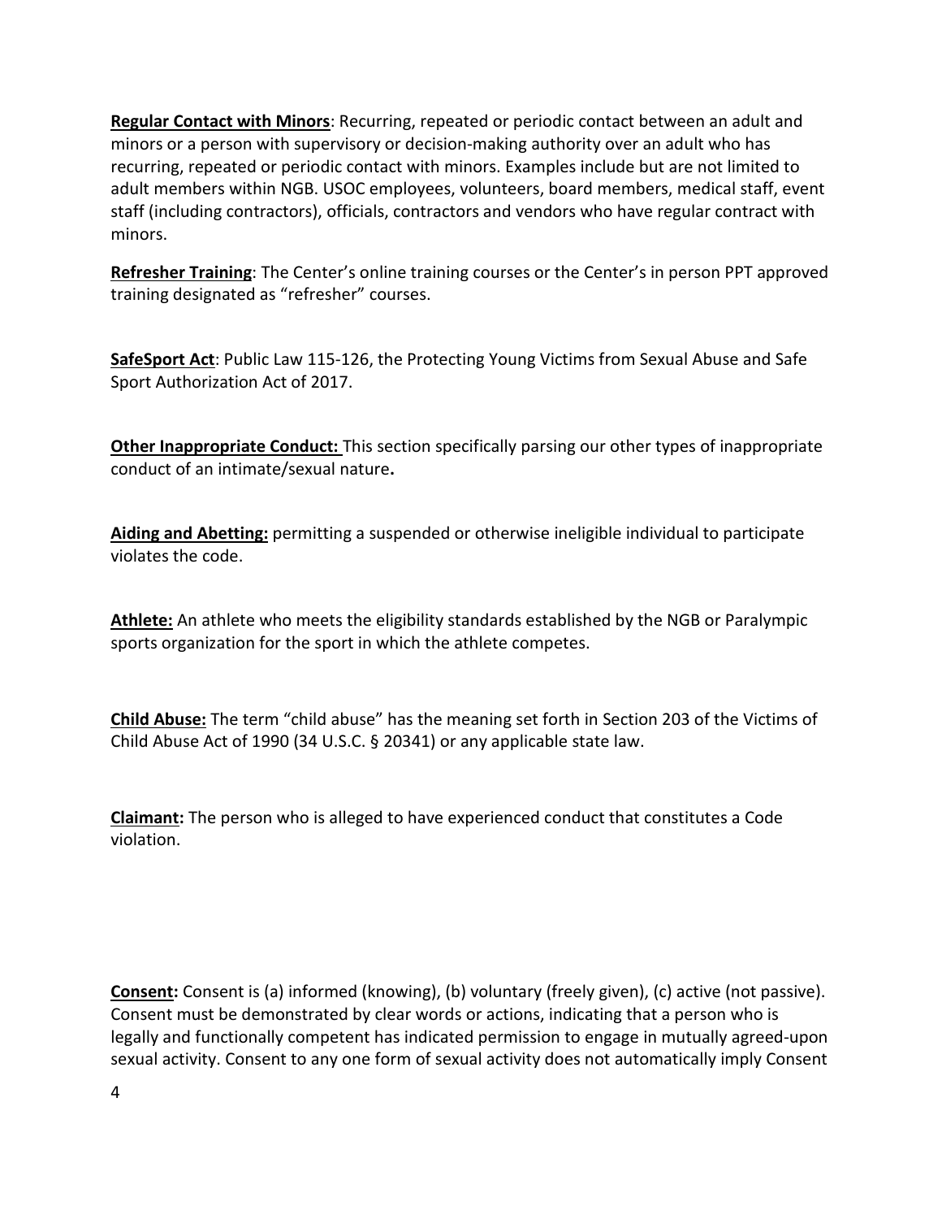**Regular Contact with Minors**: Recurring, repeated or periodic contact between an adult and minors or a person with supervisory or decision-making authority over an adult who has recurring, repeated or periodic contact with minors. Examples include but are not limited to adult members within NGB. USOC employees, volunteers, board members, medical staff, event staff (including contractors), officials, contractors and vendors who have regular contract with minors.

**Refresher Training**: The Center's online training courses or the Center's in person PPT approved training designated as "refresher" courses.

**SafeSport Act**: Public Law 115-126, the Protecting Young Victims from Sexual Abuse and Safe Sport Authorization Act of 2017.

**Other Inappropriate Conduct:** This section specifically parsing our other types of inappropriate conduct of an intimate/sexual nature**.**

**Aiding and Abetting:** permitting a suspended or otherwise ineligible individual to participate violates the code.

**Athlete:** An athlete who meets the eligibility standards established by the NGB or Paralympic sports organization for the sport in which the athlete competes.

**Child Abuse:** The term "child abuse" has the meaning set forth in Section 203 of the Victims of Child Abuse Act of 1990 (34 U.S.C. § 20341) or any applicable state law.

**Claimant:** The person who is alleged to have experienced conduct that constitutes a Code violation.

**Consent:** Consent is (a) informed (knowing), (b) voluntary (freely given), (c) active (not passive). Consent must be demonstrated by clear words or actions, indicating that a person who is legally and functionally competent has indicated permission to engage in mutually agreed-upon sexual activity. Consent to any one form of sexual activity does not automatically imply Consent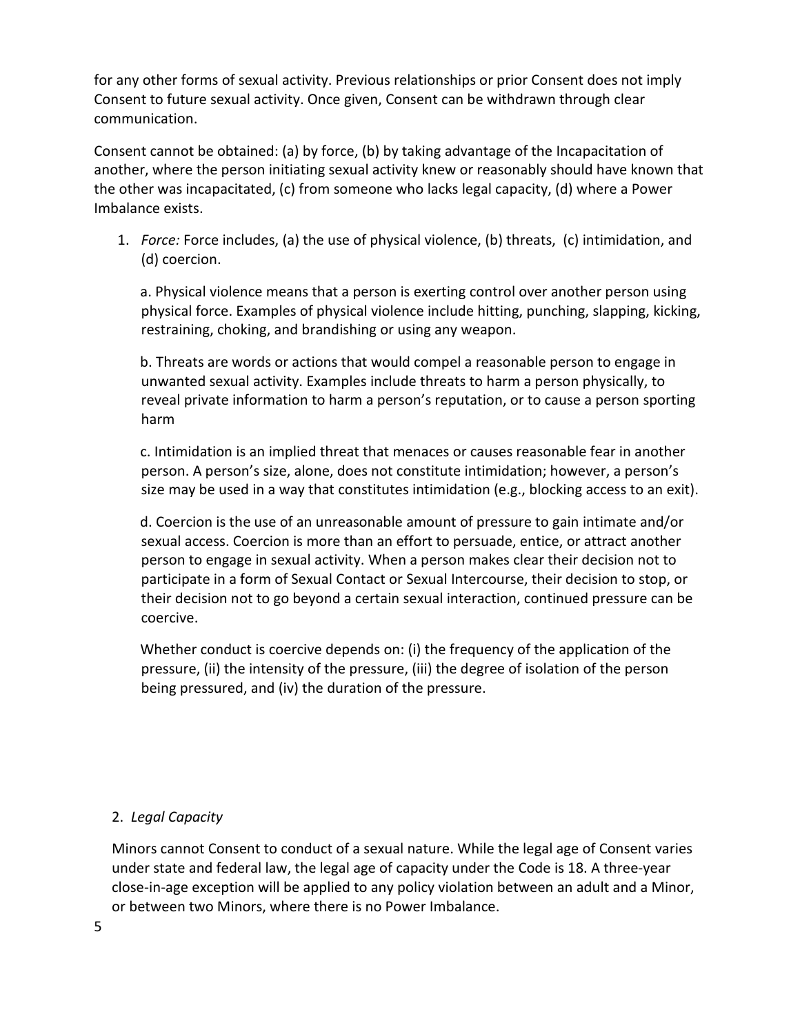for any other forms of sexual activity. Previous relationships or prior Consent does not imply Consent to future sexual activity. Once given, Consent can be withdrawn through clear communication.

Consent cannot be obtained: (a) by force, (b) by taking advantage of the Incapacitation of another, where the person initiating sexual activity knew or reasonably should have known that the other was incapacitated, (c) from someone who lacks legal capacity, (d) where a Power Imbalance exists.

1. *Force:* Force includes, (a) the use of physical violence, (b) threats, (c) intimidation, and (d) coercion.

   a. Physical violence means that a person is exerting control over another person using physical force. Examples of physical violence include hitting, punching, slapping, kicking, restraining, choking, and brandishing or using any weapon.

   b. Threats are words or actions that would compel a reasonable person to engage in unwanted sexual activity. Examples include threats to harm a person physically, to reveal private information to harm a person's reputation, or to cause a person sporting harm

   c. Intimidation is an implied threat that menaces or causes reasonable fear in another person. A person's size, alone, does not constitute intimidation; however, a person's size may be used in a way that constitutes intimidation (e.g., blocking access to an exit).

   d. Coercion is the use of an unreasonable amount of pressure to gain intimate and/or sexual access. Coercion is more than an effort to persuade, entice, or attract another person to engage in sexual activity. When a person makes clear their decision not to participate in a form of Sexual Contact or Sexual Intercourse, their decision to stop, or their decision not to go beyond a certain sexual interaction, continued pressure can be coercive.

   Whether conduct is coercive depends on: (i) the frequency of the application of the pressure, (ii) the intensity of the pressure, (iii) the degree of isolation of the person being pressured, and (iv) the duration of the pressure.

2. *Legal Capacity*

Minors cannot Consent to conduct of a sexual nature. While the legal age of Consent varies under state and federal law, the legal age of capacity under the Code is 18. A three-year close-in-age exception will be applied to any policy violation between an adult and a Minor, or between two Minors, where there is no Power Imbalance.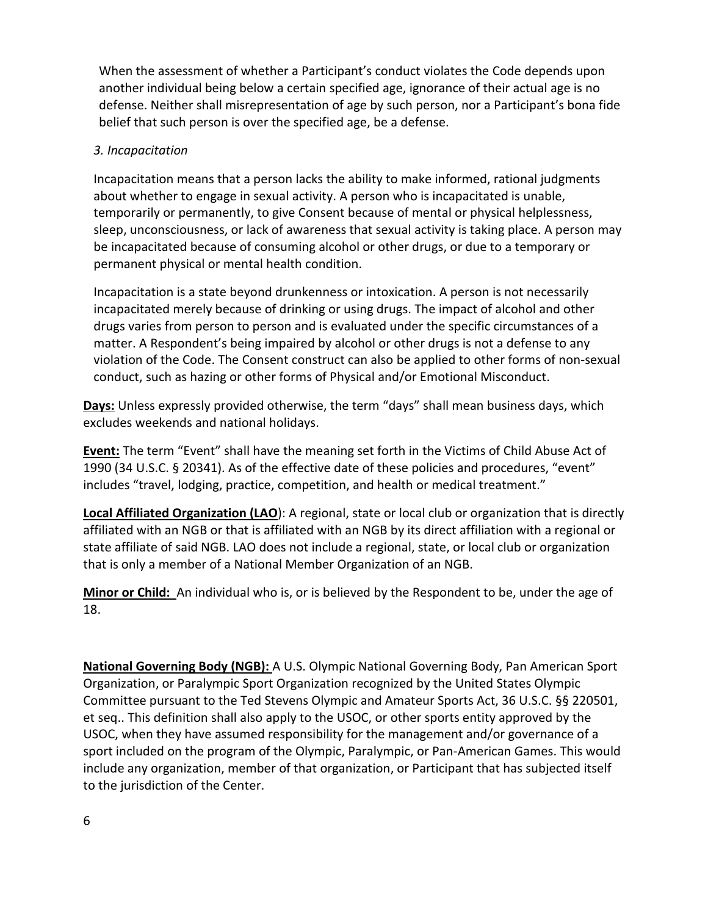When the assessment of whether a Participant's conduct violates the Code depends upon another individual being below a certain specified age, ignorance of their actual age is no defense. Neither shall misrepresentation of age by such person, nor a Participant's bona fide belief that such person is over the specified age, be a defense.

*3. Incapacitation*

Incapacitation means that a person lacks the ability to make informed, rational judgments about whether to engage in sexual activity. A person who is incapacitated is unable, temporarily or permanently, to give Consent because of mental or physical helplessness, sleep, unconsciousness, or lack of awareness that sexual activity is taking place. A person may be incapacitated because of consuming alcohol or other drugs, or due to a temporary or permanent physical or mental health condition.

Incapacitation is a state beyond drunkenness or intoxication. A person is not necessarily incapacitated merely because of drinking or using drugs. The impact of alcohol and other drugs varies from person to person and is evaluated under the specific circumstances of a matter. A Respondent's being impaired by alcohol or other drugs is not a defense to any violation of the Code. The Consent construct can also be applied to other forms of non-sexual conduct, such as hazing or other forms of Physical and/or Emotional Misconduct.

**Days:** Unless expressly provided otherwise, the term "days" shall mean business days, which excludes weekends and national holidays.

**Event:** The term "Event" shall have the meaning set forth in the Victims of Child Abuse Act of 1990 (34 U.S.C. § 20341). As of the effective date of these policies and procedures, "event" includes "travel, lodging, practice, competition, and health or medical treatment."

**Local Affiliated Organization (LAO)**: A regional, state or local club or organization that is directly affiliated with an NGB or that is affiliated with an NGB by its direct affiliation with a regional or state affiliate of said NGB. LAO does not include a regional, state, or local club or organization that is only a member of a National Member Organization of an NGB.

**Minor or Child:** An individual who is, or is believed by the Respondent to be, under the age of 18.

**National Governing Body (NGB):** A U.S. Olympic National Governing Body, Pan American Sport Organization, or Paralympic Sport Organization recognized by the United States Olympic Committee pursuant to the Ted Stevens Olympic and Amateur Sports Act, 36 U.S.C. §§ 220501, et seq.. This definition shall also apply to the USOC, or other sports entity approved by the USOC, when they have assumed responsibility for the management and/or governance of a sport included on the program of the Olympic, Paralympic, or Pan-American Games. This would include any organization, member of that organization, or Participant that has subjected itself to the jurisdiction of the Center.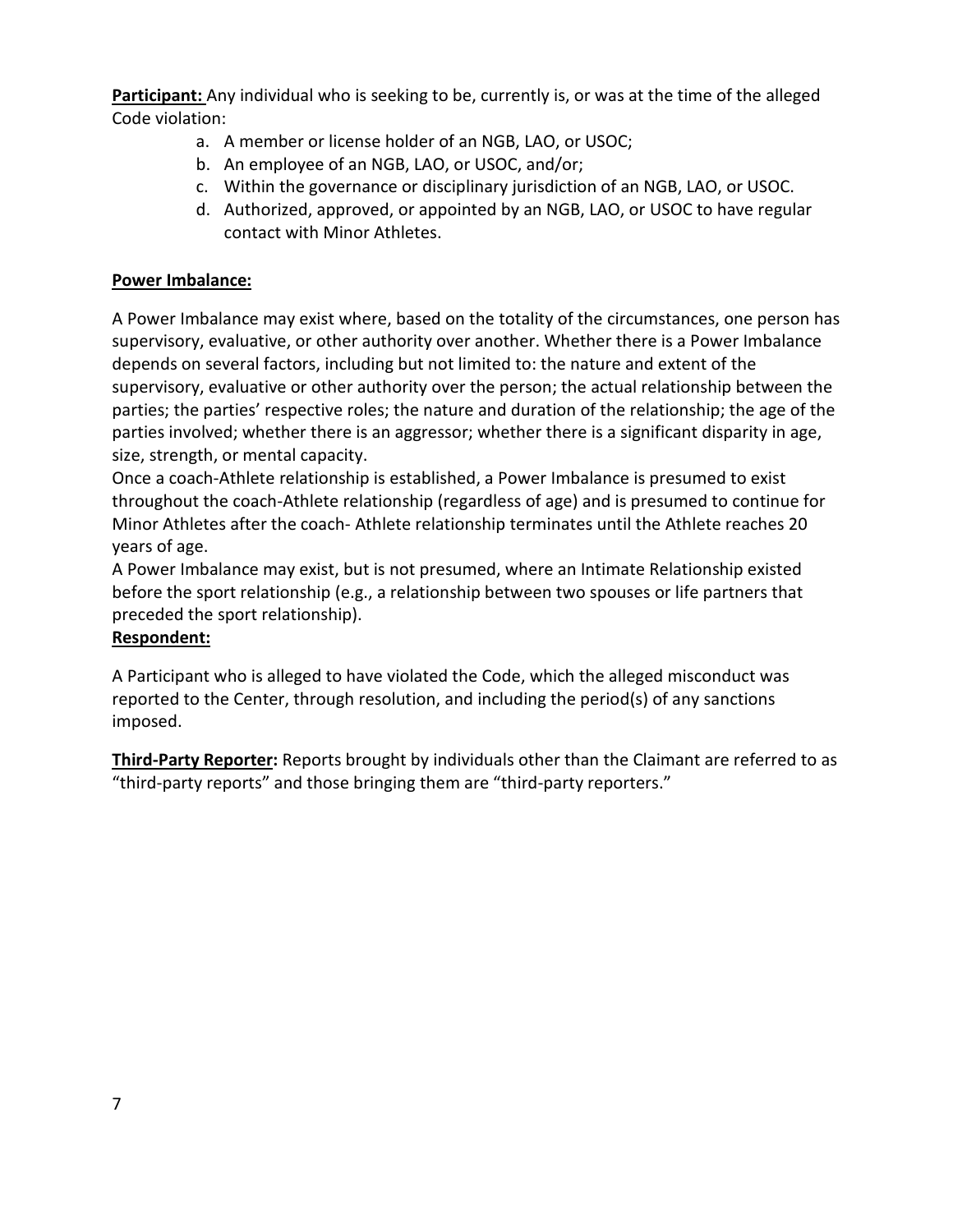**Participant:** Any individual who is seeking to be, currently is, or was at the time of the alleged Code violation:

a. A member or license holder of an NGB, LAO, or USOC;
b. An employee of an NGB, LAO, or USOC, and/or;
c. Within the governance or disciplinary jurisdiction of an NGB, LAO, or USOC.
d. Authorized, approved, or appointed by an NGB, LAO, or USOC to have regular contact with Minor Athletes.

**Power Imbalance:**

A Power Imbalance may exist where, based on the totality of the circumstances, one person has supervisory, evaluative, or other authority over another. Whether there is a Power Imbalance depends on several factors, including but not limited to: the nature and extent of the supervisory, evaluative or other authority over the person; the actual relationship between the parties; the parties' respective roles; the nature and duration of the relationship; the age of the parties involved; whether there is an aggressor; whether there is a significant disparity in age, size, strength, or mental capacity.

Once a coach-Athlete relationship is established, a Power Imbalance is presumed to exist throughout the coach-Athlete relationship (regardless of age) and is presumed to continue for Minor Athletes after the coach- Athlete relationship terminates until the Athlete reaches 20 years of age.

A Power Imbalance may exist, but is not presumed, where an Intimate Relationship existed before the sport relationship (e.g., a relationship between two spouses or life partners that preceded the sport relationship).

**Respondent:**

A Participant who is alleged to have violated the Code, which the alleged misconduct was reported to the Center, through resolution, and including the period(s) of any sanctions imposed.

**Third-Party Reporter:** Reports brought by individuals other than the Claimant are referred to as "third-party reports" and those bringing them are "third-party reporters."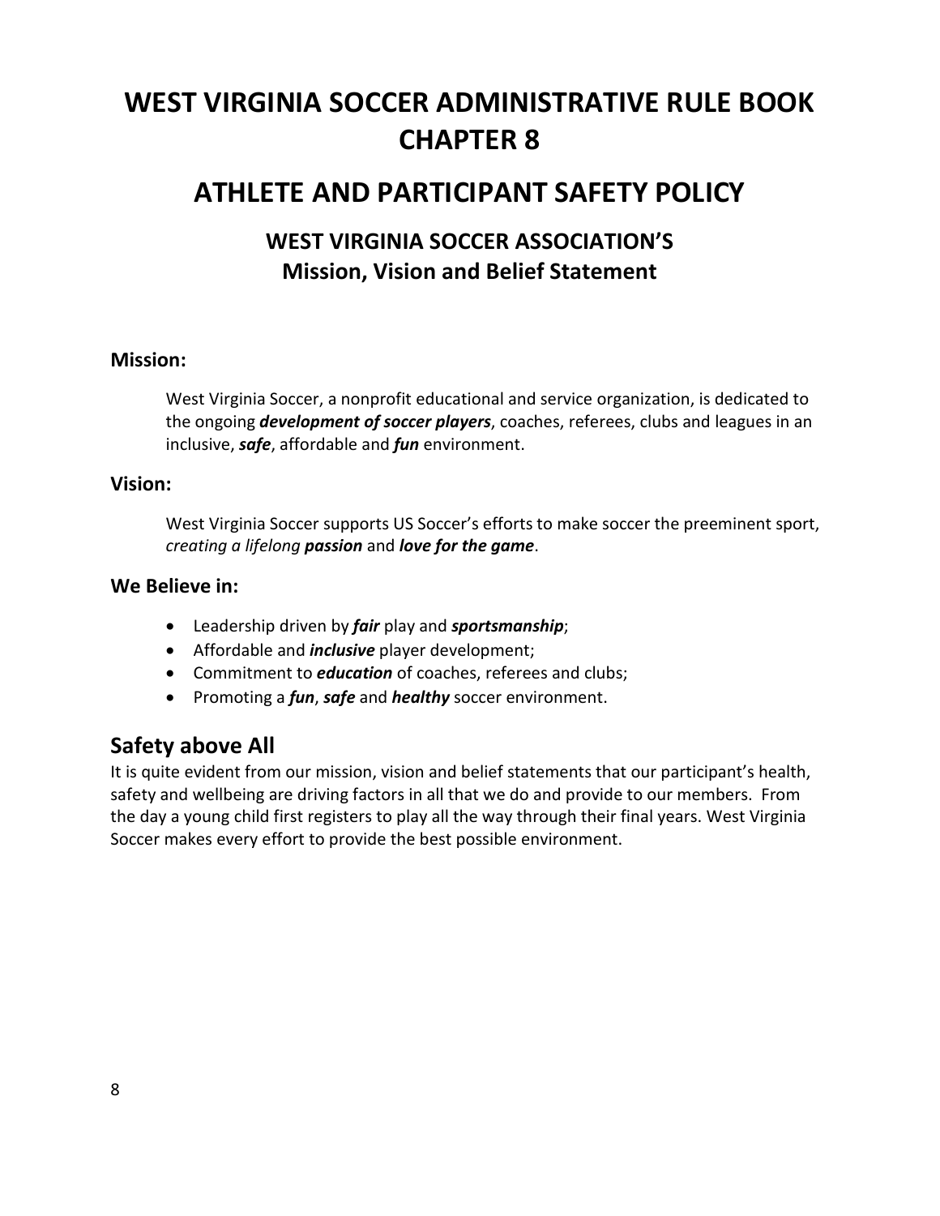# WEST VIRGINIA SOCCER ADMINISTRATIVE RULE BOOK CHAPTER 8

# ATHLETE AND PARTICIPANT SAFETY POLICY

### WEST VIRGINIA SOCCER ASSOCIATION'S Mission, Vision and Belief Statement

#### Mission:

West Virginia Soccer, a nonprofit educational and service organization, is dedicated to the ongoing ***development of soccer players***, coaches, referees, clubs and leagues in an inclusive, ***safe***, affordable and ***fun*** environment.

#### Vision:

West Virginia Soccer supports US Soccer's efforts to make soccer the preeminent sport, *creating a lifelong* ***passion*** and ***love for the game***.

#### We Believe in:

- Leadership driven by ***fair*** play and ***sportsmanship***;
- Affordable and ***inclusive*** player development;
- Commitment to ***education*** of coaches, referees and clubs;
- Promoting a ***fun***, ***safe*** and ***healthy*** soccer environment.

## Safety above All

It is quite evident from our mission, vision and belief statements that our participant's health, safety and wellbeing are driving factors in all that we do and provide to our members. From the day a young child first registers to play all the way through their final years. West Virginia Soccer makes every effort to provide the best possible environment.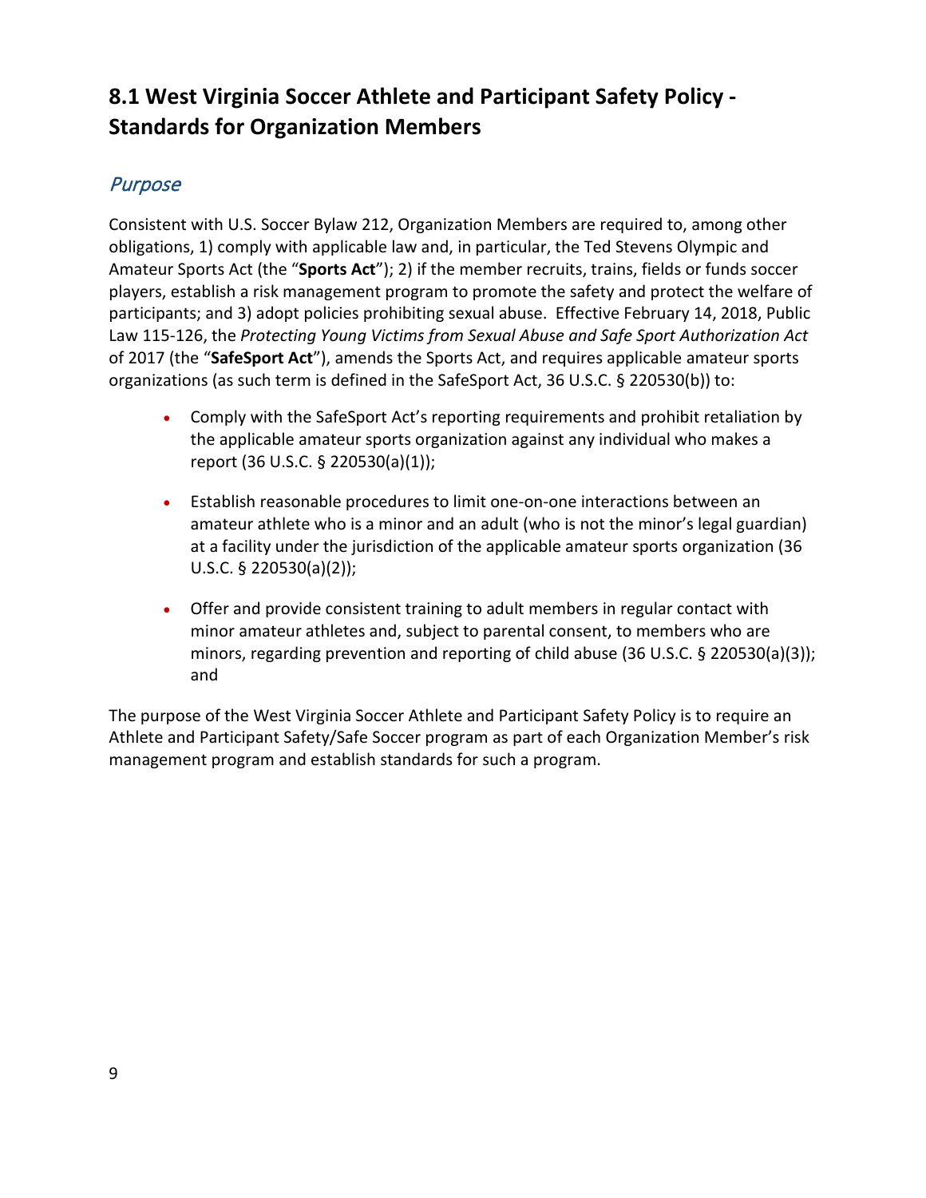## 8.1 West Virginia Soccer Athlete and Participant Safety Policy - Standards for Organization Members

### *Purpose*

Consistent with U.S. Soccer Bylaw 212, Organization Members are required to, among other obligations, 1) comply with applicable law and, in particular, the Ted Stevens Olympic and Amateur Sports Act (the "**Sports Act**"); 2) if the member recruits, trains, fields or funds soccer players, establish a risk management program to promote the safety and protect the welfare of participants; and 3) adopt policies prohibiting sexual abuse. Effective February 14, 2018, Public Law 115-126, the *Protecting Young Victims from Sexual Abuse and Safe Sport Authorization Act* of 2017 (the "**SafeSport Act**"), amends the Sports Act, and requires applicable amateur sports organizations (as such term is defined in the SafeSport Act, 36 U.S.C. § 220530(b)) to:

- Comply with the SafeSport Act's reporting requirements and prohibit retaliation by the applicable amateur sports organization against any individual who makes a report (36 U.S.C. § 220530(a)(1));
- Establish reasonable procedures to limit one-on-one interactions between an amateur athlete who is a minor and an adult (who is not the minor's legal guardian) at a facility under the jurisdiction of the applicable amateur sports organization (36 U.S.C. § 220530(a)(2));
- Offer and provide consistent training to adult members in regular contact with minor amateur athletes and, subject to parental consent, to members who are minors, regarding prevention and reporting of child abuse (36 U.S.C. § 220530(a)(3)); and

The purpose of the West Virginia Soccer Athlete and Participant Safety Policy is to require an Athlete and Participant Safety/Safe Soccer program as part of each Organization Member's risk management program and establish standards for such a program.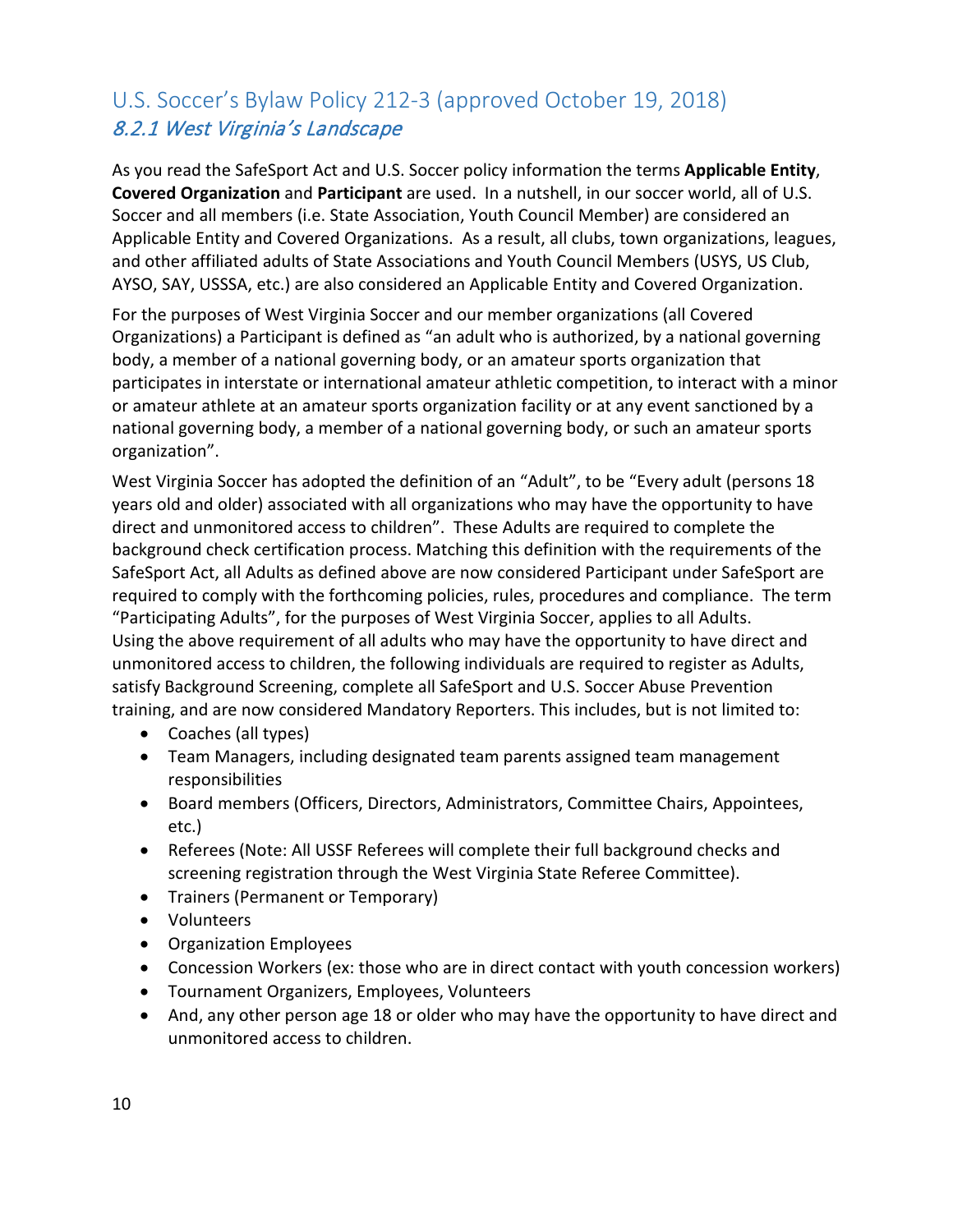## U.S. Soccer's Bylaw Policy 212-3 (approved October 19, 2018)

### *8.2.1 West Virginia's Landscape*

As you read the SafeSport Act and U.S. Soccer policy information the terms **Applicable Entity**, **Covered Organization** and **Participant** are used. In a nutshell, in our soccer world, all of U.S. Soccer and all members (i.e. State Association, Youth Council Member) are considered an Applicable Entity and Covered Organizations. As a result, all clubs, town organizations, leagues, and other affiliated adults of State Associations and Youth Council Members (USYS, US Club, AYSO, SAY, USSSA, etc.) are also considered an Applicable Entity and Covered Organization.

For the purposes of West Virginia Soccer and our member organizations (all Covered Organizations) a Participant is defined as "an adult who is authorized, by a national governing body, a member of a national governing body, or an amateur sports organization that participates in interstate or international amateur athletic competition, to interact with a minor or amateur athlete at an amateur sports organization facility or at any event sanctioned by a national governing body, a member of a national governing body, or such an amateur sports organization".

West Virginia Soccer has adopted the definition of an "Adult", to be "Every adult (persons 18 years old and older) associated with all organizations who may have the opportunity to have direct and unmonitored access to children". These Adults are required to complete the background check certification process. Matching this definition with the requirements of the SafeSport Act, all Adults as defined above are now considered Participant under SafeSport are required to comply with the forthcoming policies, rules, procedures and compliance. The term "Participating Adults", for the purposes of West Virginia Soccer, applies to all Adults.
Using the above requirement of all adults who may have the opportunity to have direct and unmonitored access to children, the following individuals are required to register as Adults, satisfy Background Screening, complete all SafeSport and U.S. Soccer Abuse Prevention training, and are now considered Mandatory Reporters. This includes, but is not limited to:

- Coaches (all types)
- Team Managers, including designated team parents assigned team management responsibilities
- Board members (Officers, Directors, Administrators, Committee Chairs, Appointees, etc.)
- Referees (Note: All USSF Referees will complete their full background checks and screening registration through the West Virginia State Referee Committee).
- Trainers (Permanent or Temporary)
- Volunteers
- Organization Employees
- Concession Workers (ex: those who are in direct contact with youth concession workers)
- Tournament Organizers, Employees, Volunteers
- And, any other person age 18 or older who may have the opportunity to have direct and unmonitored access to children.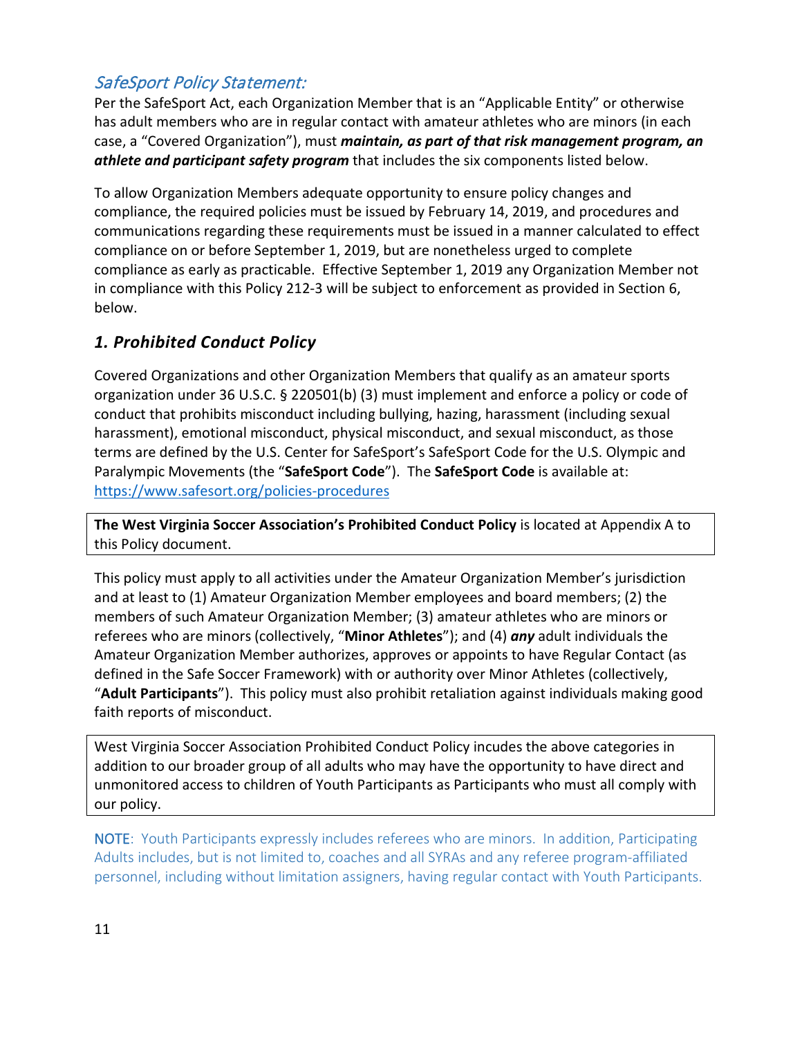## *SafeSport Policy Statement:*

Per the SafeSport Act, each Organization Member that is an "Applicable Entity" or otherwise has adult members who are in regular contact with amateur athletes who are minors (in each case, a "Covered Organization"), must ***maintain, as part of that risk management program, an athlete and participant safety program*** that includes the six components listed below.

To allow Organization Members adequate opportunity to ensure policy changes and compliance, the required policies must be issued by February 14, 2019, and procedures and communications regarding these requirements must be issued in a manner calculated to effect compliance on or before September 1, 2019, but are nonetheless urged to complete compliance as early as practicable. Effective September 1, 2019 any Organization Member not in compliance with this Policy 212-3 will be subject to enforcement as provided in Section 6, below.

### *1. Prohibited Conduct Policy*

Covered Organizations and other Organization Members that qualify as an amateur sports organization under 36 U.S.C. § 220501(b) (3) must implement and enforce a policy or code of conduct that prohibits misconduct including bullying, hazing, harassment (including sexual harassment), emotional misconduct, physical misconduct, and sexual misconduct, as those terms are defined by the U.S. Center for SafeSport's SafeSport Code for the U.S. Olympic and Paralympic Movements (the "**SafeSport Code**"). The **SafeSport Code** is available at: https://www.safesort.org/policies-procedures

**The West Virginia Soccer Association's Prohibited Conduct Policy** is located at Appendix A to this Policy document.

This policy must apply to all activities under the Amateur Organization Member's jurisdiction and at least to (1) Amateur Organization Member employees and board members; (2) the members of such Amateur Organization Member; (3) amateur athletes who are minors or referees who are minors (collectively, "**Minor Athletes**"); and (4) ***any*** adult individuals the Amateur Organization Member authorizes, approves or appoints to have Regular Contact (as defined in the Safe Soccer Framework) with or authority over Minor Athletes (collectively, "**Adult Participants**"). This policy must also prohibit retaliation against individuals making good faith reports of misconduct.

West Virginia Soccer Association Prohibited Conduct Policy incudes the above categories in addition to our broader group of all adults who may have the opportunity to have direct and unmonitored access to children of Youth Participants as Participants who must all comply with our policy.

NOTE: Youth Participants expressly includes referees who are minors. In addition, Participating Adults includes, but is not limited to, coaches and all SYRAs and any referee program-affiliated personnel, including without limitation assigners, having regular contact with Youth Participants.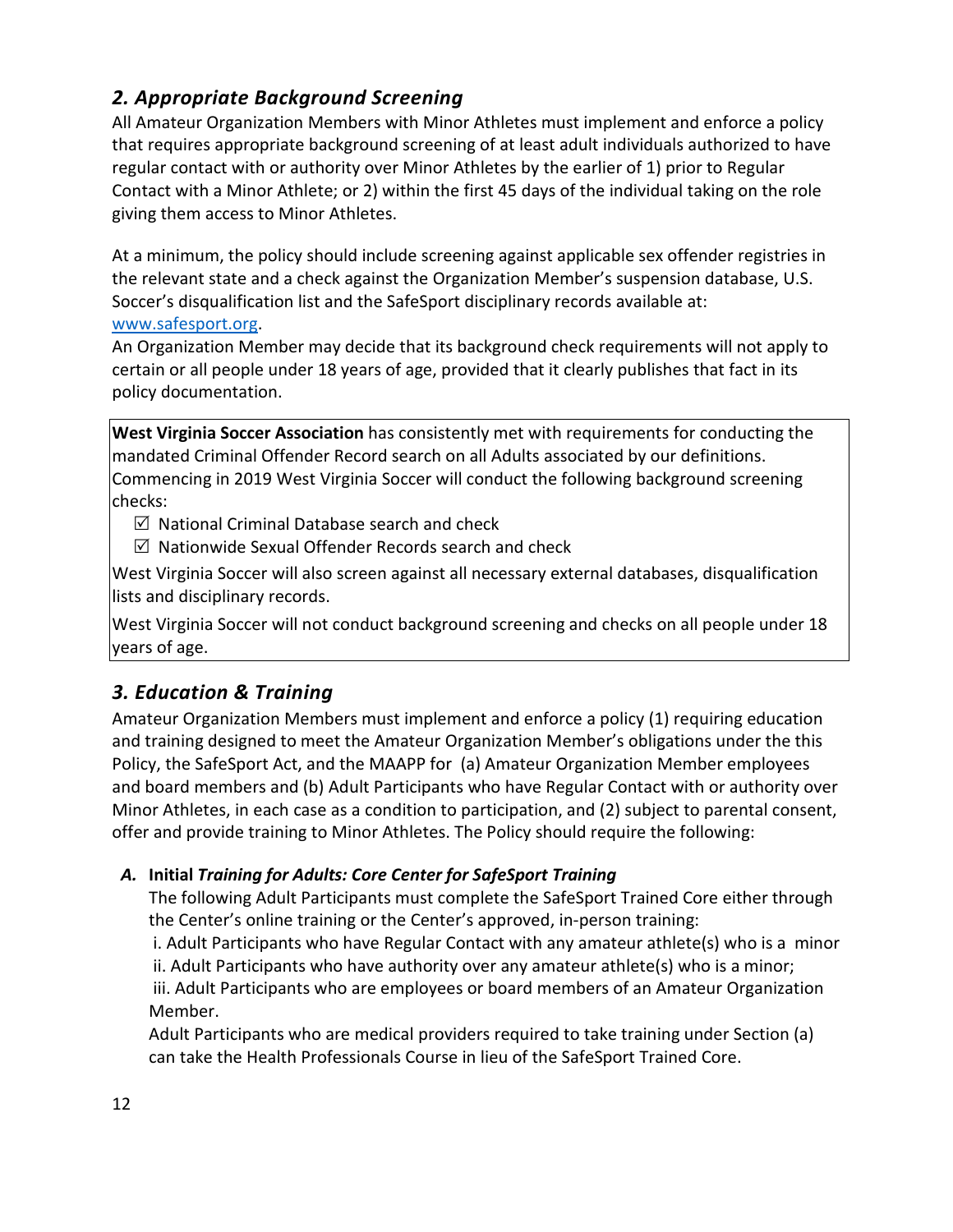## *2. Appropriate Background Screening*

All Amateur Organization Members with Minor Athletes must implement and enforce a policy that requires appropriate background screening of at least adult individuals authorized to have regular contact with or authority over Minor Athletes by the earlier of 1) prior to Regular Contact with a Minor Athlete; or 2) within the first 45 days of the individual taking on the role giving them access to Minor Athletes.

At a minimum, the policy should include screening against applicable sex offender registries in the relevant state and a check against the Organization Member's suspension database, U.S. Soccer's disqualification list and the SafeSport disciplinary records available at: [www.safesport.org](www.safesport.org).

An Organization Member may decide that its background check requirements will not apply to certain or all people under 18 years of age, provided that it clearly publishes that fact in its policy documentation.

**West Virginia Soccer Association** has consistently met with requirements for conducting the mandated Criminal Offender Record search on all Adults associated by our definitions. Commencing in 2019 West Virginia Soccer will conduct the following background screening checks:

- ☑ National Criminal Database search and check
- ☑ Nationwide Sexual Offender Records search and check

West Virginia Soccer will also screen against all necessary external databases, disqualification lists and disciplinary records.

West Virginia Soccer will not conduct background screening and checks on all people under 18 years of age.

## *3. Education & Training*

Amateur Organization Members must implement and enforce a policy (1) requiring education and training designed to meet the Amateur Organization Member's obligations under the this Policy, the SafeSport Act, and the MAAPP for (a) Amateur Organization Member employees and board members and (b) Adult Participants who have Regular Contact with or authority over Minor Athletes, in each case as a condition to participation, and (2) subject to parental consent, offer and provide training to Minor Athletes. The Policy should require the following:

### *A.* **Initial** *Training for Adults: Core Center for SafeSport Training*

The following Adult Participants must complete the SafeSport Trained Core either through the Center's online training or the Center's approved, in-person training:

i. Adult Participants who have Regular Contact with any amateur athlete(s) who is a minor
ii. Adult Participants who have authority over any amateur athlete(s) who is a minor;
iii. Adult Participants who are employees or board members of an Amateur Organization Member.

Adult Participants who are medical providers required to take training under Section (a) can take the Health Professionals Course in lieu of the SafeSport Trained Core.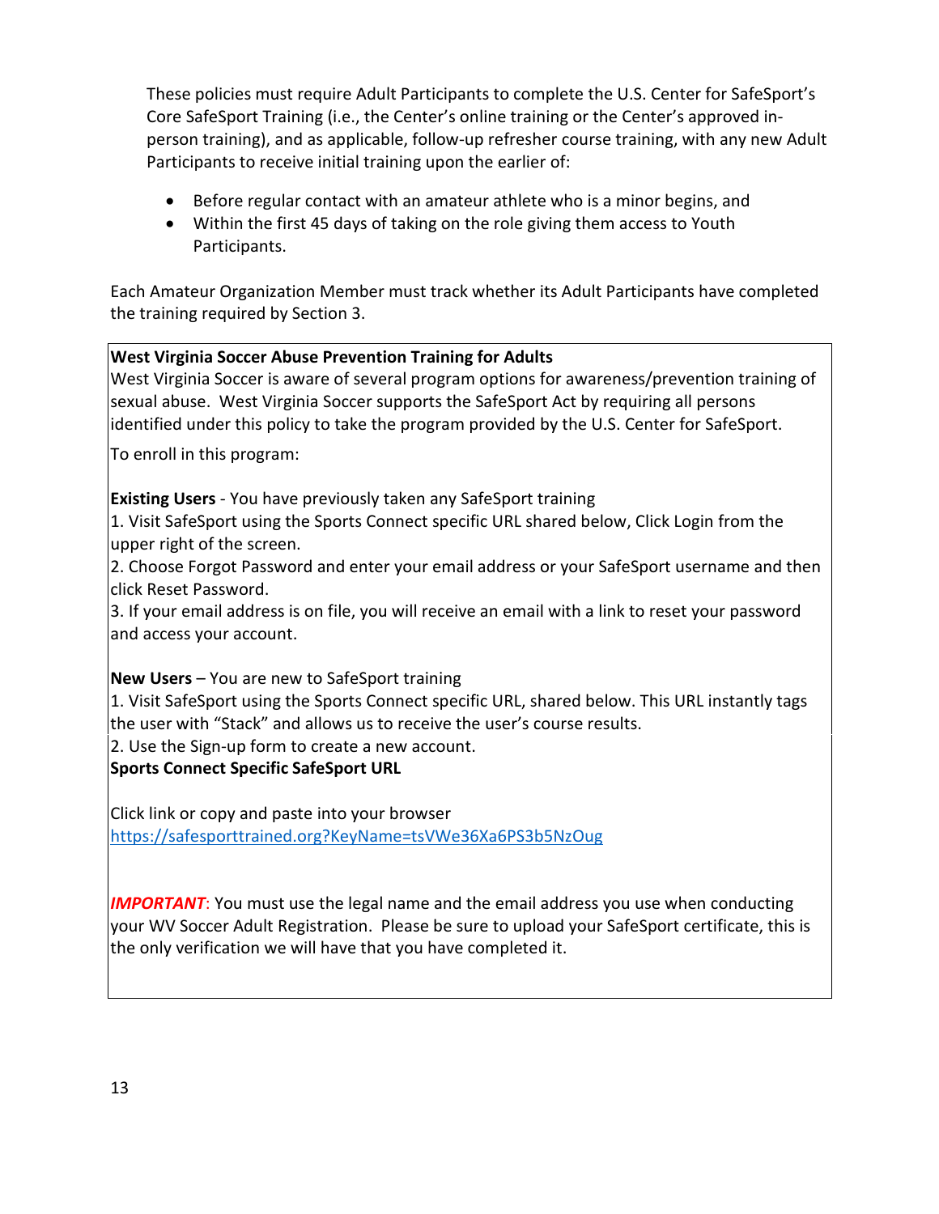These policies must require Adult Participants to complete the U.S. Center for SafeSport's Core SafeSport Training (i.e., the Center's online training or the Center's approved in-person training), and as applicable, follow-up refresher course training, with any new Adult Participants to receive initial training upon the earlier of:

- Before regular contact with an amateur athlete who is a minor begins, and
- Within the first 45 days of taking on the role giving them access to Youth Participants.

Each Amateur Organization Member must track whether its Adult Participants have completed the training required by Section 3.

**West Virginia Soccer Abuse Prevention Training for Adults**

West Virginia Soccer is aware of several program options for awareness/prevention training of sexual abuse. West Virginia Soccer supports the SafeSport Act by requiring all persons identified under this policy to take the program provided by the U.S. Center for SafeSport.

To enroll in this program:

**Existing Users** - You have previously taken any SafeSport training

1. Visit SafeSport using the Sports Connect specific URL shared below, Click Login from the upper right of the screen.
2. Choose Forgot Password and enter your email address or your SafeSport username and then click Reset Password.
3. If your email address is on file, you will receive an email with a link to reset your password and access your account.

**New Users** – You are new to SafeSport training

1. Visit SafeSport using the Sports Connect specific URL, shared below. This URL instantly tags the user with "Stack" and allows us to receive the user's course results.
2. Use the Sign-up form to create a new account.

**Sports Connect Specific SafeSport URL**

Click link or copy and paste into your browser
https://safesporttrained.org?KeyName=tsVWe36Xa6PS3b5NzOug

***IMPORTANT***: You must use the legal name and the email address you use when conducting your WV Soccer Adult Registration. Please be sure to upload your SafeSport certificate, this is the only verification we will have that you have completed it.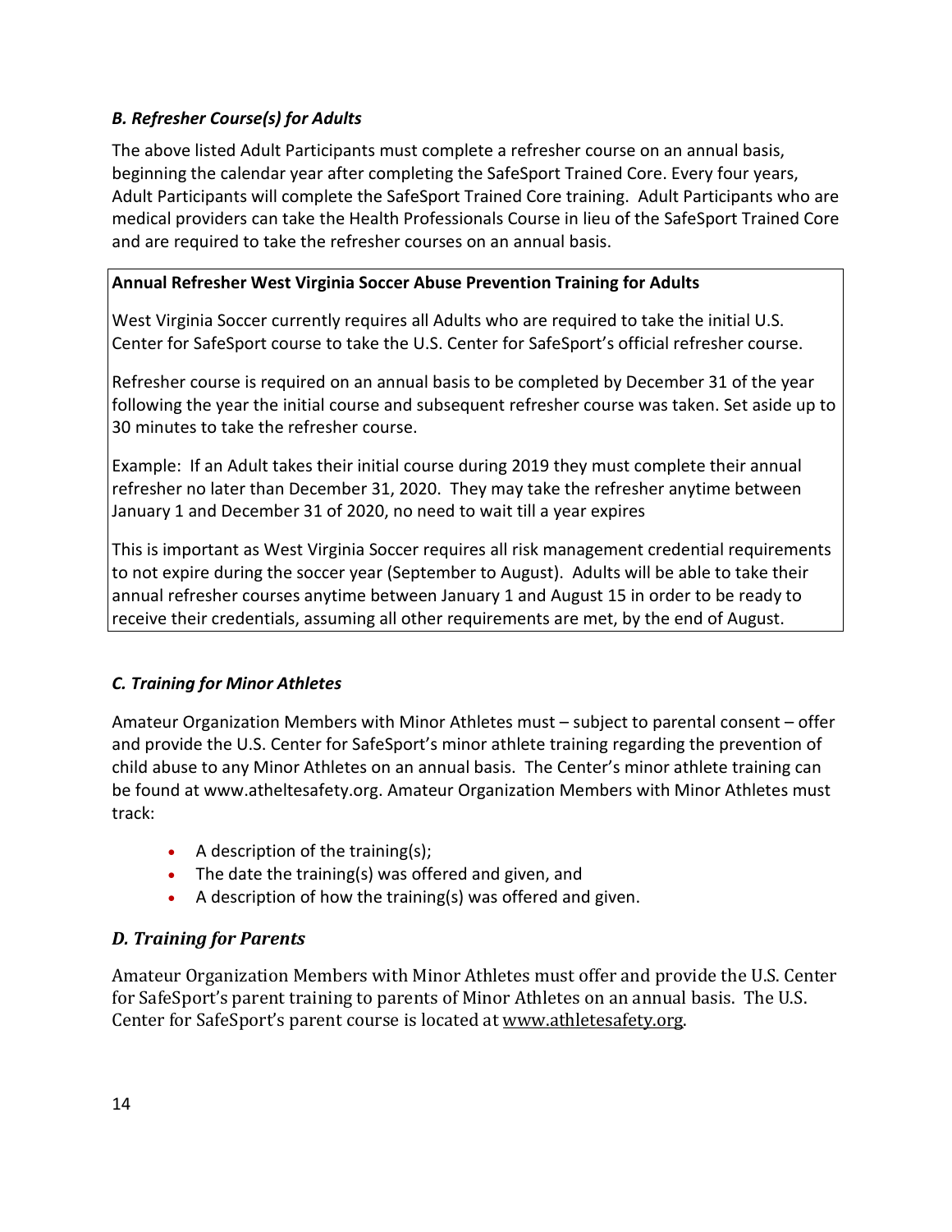### *B. Refresher Course(s) for Adults*

The above listed Adult Participants must complete a refresher course on an annual basis, beginning the calendar year after completing the SafeSport Trained Core. Every four years, Adult Participants will complete the SafeSport Trained Core training. Adult Participants who are medical providers can take the Health Professionals Course in lieu of the SafeSport Trained Core and are required to take the refresher courses on an annual basis.

**Annual Refresher West Virginia Soccer Abuse Prevention Training for Adults**

West Virginia Soccer currently requires all Adults who are required to take the initial U.S. Center for SafeSport course to take the U.S. Center for SafeSport's official refresher course.

Refresher course is required on an annual basis to be completed by December 31 of the year following the year the initial course and subsequent refresher course was taken. Set aside up to 30 minutes to take the refresher course.

Example: If an Adult takes their initial course during 2019 they must complete their annual refresher no later than December 31, 2020. They may take the refresher anytime between January 1 and December 31 of 2020, no need to wait till a year expires

This is important as West Virginia Soccer requires all risk management credential requirements to not expire during the soccer year (September to August). Adults will be able to take their annual refresher courses anytime between January 1 and August 15 in order to be ready to receive their credentials, assuming all other requirements are met, by the end of August.

### *C. Training for Minor Athletes*

Amateur Organization Members with Minor Athletes must – subject to parental consent – offer and provide the U.S. Center for SafeSport's minor athlete training regarding the prevention of child abuse to any Minor Athletes on an annual basis. The Center's minor athlete training can be found at www.atheltesafety.org. Amateur Organization Members with Minor Athletes must track:

- A description of the training(s);
- The date the training(s) was offered and given, and
- A description of how the training(s) was offered and given.

### *D. Training for Parents*

Amateur Organization Members with Minor Athletes must offer and provide the U.S. Center for SafeSport's parent training to parents of Minor Athletes on an annual basis. The U.S. Center for SafeSport's parent course is located at www.athletesafety.org.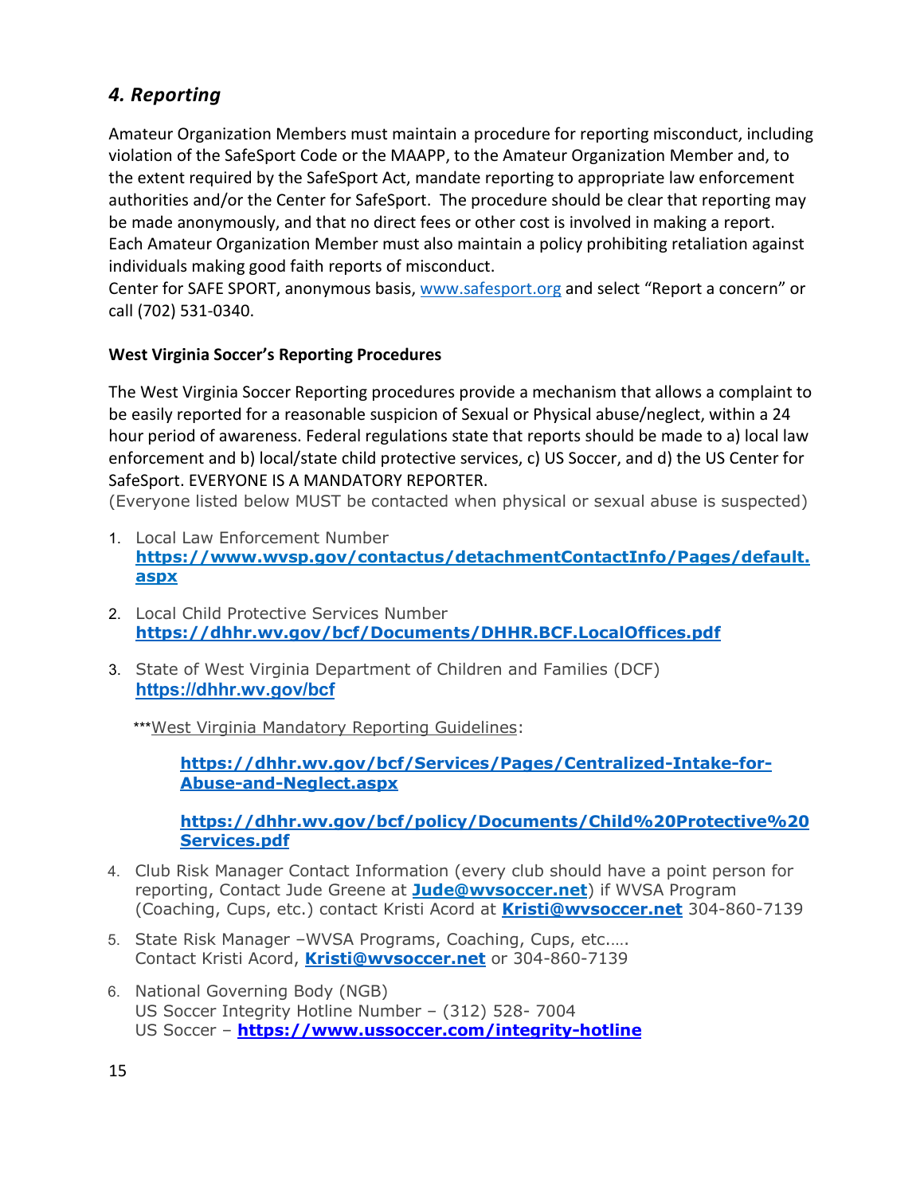## *4. Reporting*

Amateur Organization Members must maintain a procedure for reporting misconduct, including violation of the SafeSport Code or the MAAPP, to the Amateur Organization Member and, to the extent required by the SafeSport Act, mandate reporting to appropriate law enforcement authorities and/or the Center for SafeSport. The procedure should be clear that reporting may be made anonymously, and that no direct fees or other cost is involved in making a report. Each Amateur Organization Member must also maintain a policy prohibiting retaliation against individuals making good faith reports of misconduct.
Center for SAFE SPORT, anonymous basis, www.safesport.org and select "Report a concern" or call (702) 531-0340.

**West Virginia Soccer's Reporting Procedures**

The West Virginia Soccer Reporting procedures provide a mechanism that allows a complaint to be easily reported for a reasonable suspicion of Sexual or Physical abuse/neglect, within a 24 hour period of awareness. Federal regulations state that reports should be made to a) local law enforcement and b) local/state child protective services, c) US Soccer, and d) the US Center for SafeSport. EVERYONE IS A MANDATORY REPORTER.
(Everyone listed below MUST be contacted when physical or sexual abuse is suspected)

1. Local Law Enforcement Number
   **https://www.wvsp.gov/contactus/detachmentContactInfo/Pages/default.aspx**

2. Local Child Protective Services Number
   **https://dhhr.wv.gov/bcf/Documents/DHHR.BCF.LocalOffices.pdf**

3. State of West Virginia Department of Children and Families (DCF)
   **https://dhhr.wv.gov/bcf**

   ***West Virginia Mandatory Reporting Guidelines:

   **https://dhhr.wv.gov/bcf/Services/Pages/Centralized-Intake-for-Abuse-and-Neglect.aspx**

   **https://dhhr.wv.gov/bcf/policy/Documents/Child%20Protective%20Services.pdf**

4. Club Risk Manager Contact Information (every club should have a point person for reporting, Contact Jude Greene at **Jude@wvsoccer.net**) if WVSA Program (Coaching, Cups, etc.) contact Kristi Acord at **Kristi@wvsoccer.net** 304-860-7139

5. State Risk Manager –WVSA Programs, Coaching, Cups, etc.….
   Contact Kristi Acord, **Kristi@wvsoccer.net** or 304-860-7139

6. National Governing Body (NGB)
   US Soccer Integrity Hotline Number – (312) 528- 7004
   US Soccer – **https://www.ussoccer.com/integrity-hotline**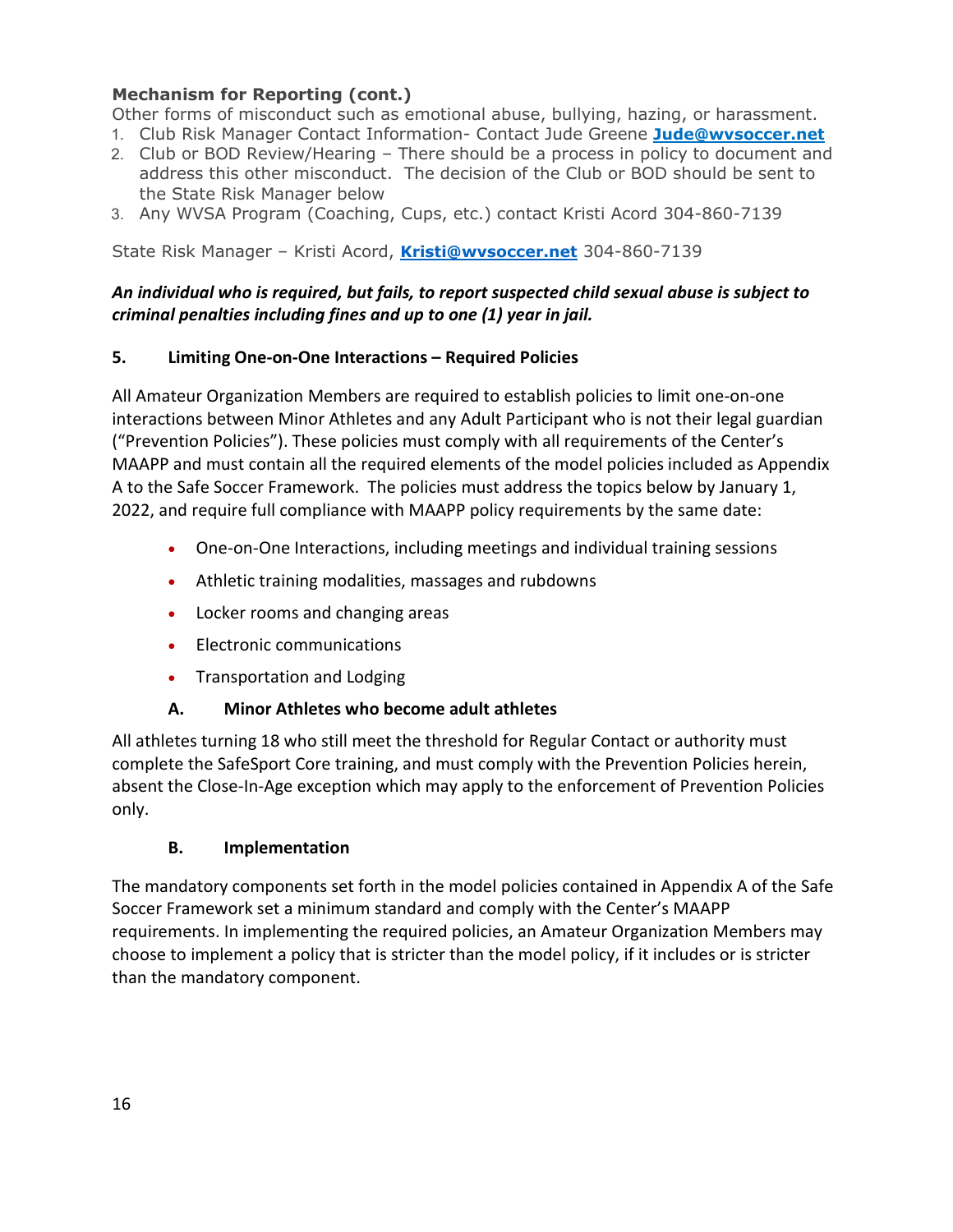**Mechanism for Reporting (cont.)**

Other forms of misconduct such as emotional abuse, bullying, hazing, or harassment.

1. Club Risk Manager Contact Information- Contact Jude Greene **Jude@wvsoccer.net**
2. Club or BOD Review/Hearing – There should be a process in policy to document and address this other misconduct. The decision of the Club or BOD should be sent to the State Risk Manager below
3. Any WVSA Program (Coaching, Cups, etc.) contact Kristi Acord 304-860-7139

State Risk Manager – Kristi Acord, **Kristi@wvsoccer.net** 304-860-7139

***An individual who is required, but fails, to report suspected child sexual abuse is subject to criminal penalties including fines and up to one (1) year in jail.***

### 5. Limiting One-on-One Interactions – Required Policies

All Amateur Organization Members are required to establish policies to limit one-on-one interactions between Minor Athletes and any Adult Participant who is not their legal guardian ("Prevention Policies"). These policies must comply with all requirements of the Center's MAAPP and must contain all the required elements of the model policies included as Appendix A to the Safe Soccer Framework. The policies must address the topics below by January 1, 2022, and require full compliance with MAAPP policy requirements by the same date:

- One-on-One Interactions, including meetings and individual training sessions
- Athletic training modalities, massages and rubdowns
- Locker rooms and changing areas
- Electronic communications
- Transportation and Lodging

#### A. Minor Athletes who become adult athletes

All athletes turning 18 who still meet the threshold for Regular Contact or authority must complete the SafeSport Core training, and must comply with the Prevention Policies herein, absent the Close-In-Age exception which may apply to the enforcement of Prevention Policies only.

#### B. Implementation

The mandatory components set forth in the model policies contained in Appendix A of the Safe Soccer Framework set a minimum standard and comply with the Center's MAAPP requirements. In implementing the required policies, an Amateur Organization Members may choose to implement a policy that is stricter than the model policy, if it includes or is stricter than the mandatory component.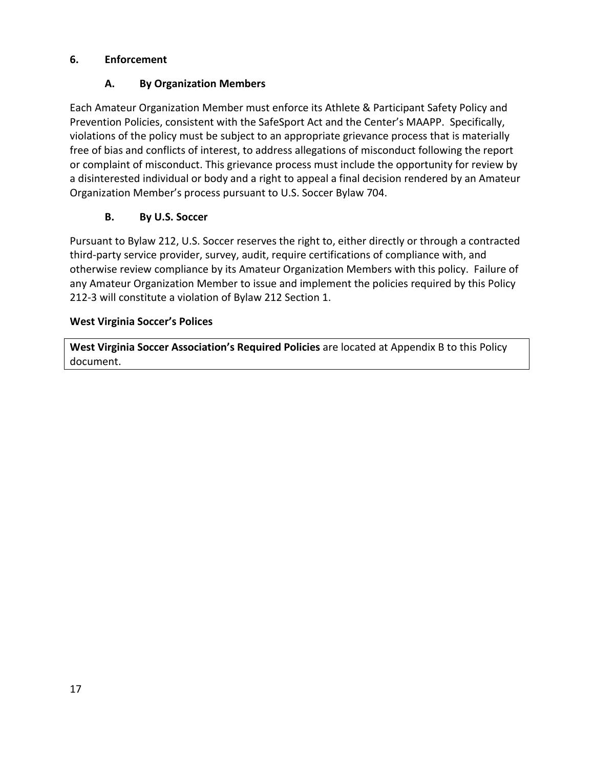## 6. Enforcement

### A. By Organization Members

Each Amateur Organization Member must enforce its Athlete & Participant Safety Policy and Prevention Policies, consistent with the SafeSport Act and the Center's MAAPP. Specifically, violations of the policy must be subject to an appropriate grievance process that is materially free of bias and conflicts of interest, to address allegations of misconduct following the report or complaint of misconduct. This grievance process must include the opportunity for review by a disinterested individual or body and a right to appeal a final decision rendered by an Amateur Organization Member's process pursuant to U.S. Soccer Bylaw 704.

### B. By U.S. Soccer

Pursuant to Bylaw 212, U.S. Soccer reserves the right to, either directly or through a contracted third-party service provider, survey, audit, require certifications of compliance with, and otherwise review compliance by its Amateur Organization Members with this policy. Failure of any Amateur Organization Member to issue and implement the policies required by this Policy 212-3 will constitute a violation of Bylaw 212 Section 1.

**West Virginia Soccer's Polices**

**West Virginia Soccer Association's Required Policies** are located at Appendix B to this Policy document.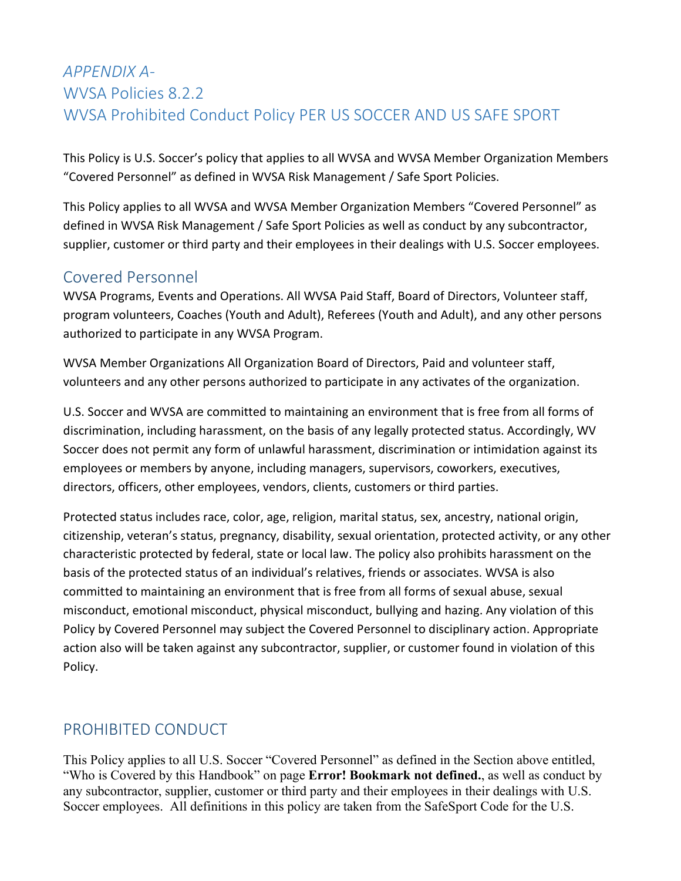# *APPENDIX A-*

# WVSA Policies 8.2.2

# WVSA Prohibited Conduct Policy PER US SOCCER AND US SAFE SPORT

This Policy is U.S. Soccer's policy that applies to all WVSA and WVSA Member Organization Members "Covered Personnel" as defined in WVSA Risk Management / Safe Sport Policies.

This Policy applies to all WVSA and WVSA Member Organization Members "Covered Personnel" as defined in WVSA Risk Management / Safe Sport Policies as well as conduct by any subcontractor, supplier, customer or third party and their employees in their dealings with U.S. Soccer employees.

## Covered Personnel

WVSA Programs, Events and Operations. All WVSA Paid Staff, Board of Directors, Volunteer staff, program volunteers, Coaches (Youth and Adult), Referees (Youth and Adult), and any other persons authorized to participate in any WVSA Program.

WVSA Member Organizations All Organization Board of Directors, Paid and volunteer staff, volunteers and any other persons authorized to participate in any activates of the organization.

U.S. Soccer and WVSA are committed to maintaining an environment that is free from all forms of discrimination, including harassment, on the basis of any legally protected status. Accordingly, WV Soccer does not permit any form of unlawful harassment, discrimination or intimidation against its employees or members by anyone, including managers, supervisors, coworkers, executives, directors, officers, other employees, vendors, clients, customers or third parties.

Protected status includes race, color, age, religion, marital status, sex, ancestry, national origin, citizenship, veteran's status, pregnancy, disability, sexual orientation, protected activity, or any other characteristic protected by federal, state or local law. The policy also prohibits harassment on the basis of the protected status of an individual's relatives, friends or associates. WVSA is also committed to maintaining an environment that is free from all forms of sexual abuse, sexual misconduct, emotional misconduct, physical misconduct, bullying and hazing. Any violation of this Policy by Covered Personnel may subject the Covered Personnel to disciplinary action. Appropriate action also will be taken against any subcontractor, supplier, or customer found in violation of this Policy.

## PROHIBITED CONDUCT

This Policy applies to all U.S. Soccer "Covered Personnel" as defined in the Section above entitled, "Who is Covered by this Handbook" on page **Error! Bookmark not defined.**, as well as conduct by any subcontractor, supplier, customer or third party and their employees in their dealings with U.S. Soccer employees. All definitions in this policy are taken from the SafeSport Code for the U.S.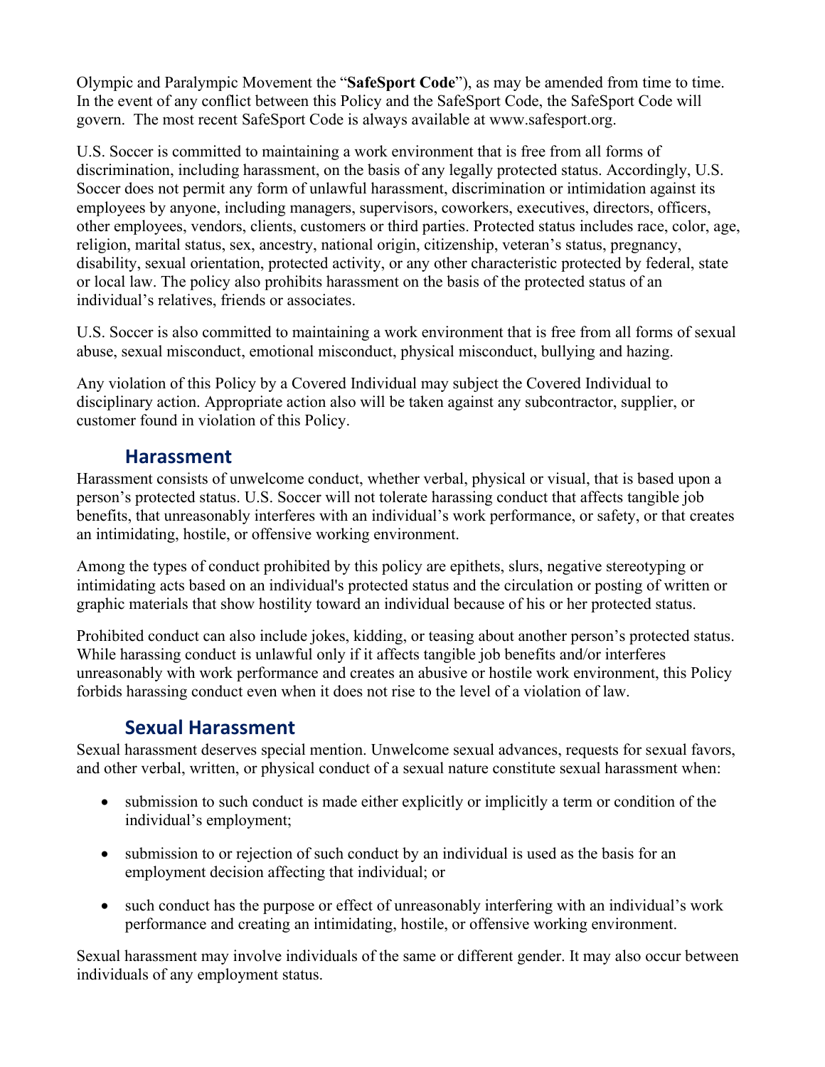Olympic and Paralympic Movement the "**SafeSport Code**"), as may be amended from time to time. In the event of any conflict between this Policy and the SafeSport Code, the SafeSport Code will govern. The most recent SafeSport Code is always available at www.safesport.org.

U.S. Soccer is committed to maintaining a work environment that is free from all forms of discrimination, including harassment, on the basis of any legally protected status. Accordingly, U.S. Soccer does not permit any form of unlawful harassment, discrimination or intimidation against its employees by anyone, including managers, supervisors, coworkers, executives, directors, officers, other employees, vendors, clients, customers or third parties. Protected status includes race, color, age, religion, marital status, sex, ancestry, national origin, citizenship, veteran's status, pregnancy, disability, sexual orientation, protected activity, or any other characteristic protected by federal, state or local law. The policy also prohibits harassment on the basis of the protected status of an individual's relatives, friends or associates.

U.S. Soccer is also committed to maintaining a work environment that is free from all forms of sexual abuse, sexual misconduct, emotional misconduct, physical misconduct, bullying and hazing.

Any violation of this Policy by a Covered Individual may subject the Covered Individual to disciplinary action. Appropriate action also will be taken against any subcontractor, supplier, or customer found in violation of this Policy.

## Harassment

Harassment consists of unwelcome conduct, whether verbal, physical or visual, that is based upon a person's protected status. U.S. Soccer will not tolerate harassing conduct that affects tangible job benefits, that unreasonably interferes with an individual's work performance, or safety, or that creates an intimidating, hostile, or offensive working environment.

Among the types of conduct prohibited by this policy are epithets, slurs, negative stereotyping or intimidating acts based on an individual's protected status and the circulation or posting of written or graphic materials that show hostility toward an individual because of his or her protected status.

Prohibited conduct can also include jokes, kidding, or teasing about another person's protected status. While harassing conduct is unlawful only if it affects tangible job benefits and/or interferes unreasonably with work performance and creates an abusive or hostile work environment, this Policy forbids harassing conduct even when it does not rise to the level of a violation of law.

## Sexual Harassment

Sexual harassment deserves special mention. Unwelcome sexual advances, requests for sexual favors, and other verbal, written, or physical conduct of a sexual nature constitute sexual harassment when:

- submission to such conduct is made either explicitly or implicitly a term or condition of the individual's employment;
- submission to or rejection of such conduct by an individual is used as the basis for an employment decision affecting that individual; or
- such conduct has the purpose or effect of unreasonably interfering with an individual's work performance and creating an intimidating, hostile, or offensive working environment.

Sexual harassment may involve individuals of the same or different gender. It may also occur between individuals of any employment status.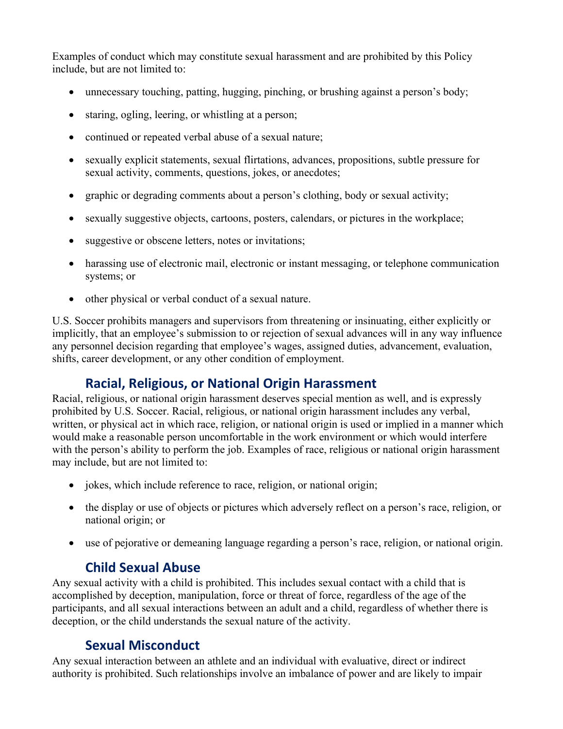Examples of conduct which may constitute sexual harassment and are prohibited by this Policy include, but are not limited to:

- unnecessary touching, patting, hugging, pinching, or brushing against a person's body;
- staring, ogling, leering, or whistling at a person;
- continued or repeated verbal abuse of a sexual nature;
- sexually explicit statements, sexual flirtations, advances, propositions, subtle pressure for sexual activity, comments, questions, jokes, or anecdotes;
- graphic or degrading comments about a person's clothing, body or sexual activity;
- sexually suggestive objects, cartoons, posters, calendars, or pictures in the workplace;
- suggestive or obscene letters, notes or invitations;
- harassing use of electronic mail, electronic or instant messaging, or telephone communication systems; or
- other physical or verbal conduct of a sexual nature.

U.S. Soccer prohibits managers and supervisors from threatening or insinuating, either explicitly or implicitly, that an employee's submission to or rejection of sexual advances will in any way influence any personnel decision regarding that employee's wages, assigned duties, advancement, evaluation, shifts, career development, or any other condition of employment.

## Racial, Religious, or National Origin Harassment

Racial, religious, or national origin harassment deserves special mention as well, and is expressly prohibited by U.S. Soccer. Racial, religious, or national origin harassment includes any verbal, written, or physical act in which race, religion, or national origin is used or implied in a manner which would make a reasonable person uncomfortable in the work environment or which would interfere with the person's ability to perform the job. Examples of race, religious or national origin harassment may include, but are not limited to:

- jokes, which include reference to race, religion, or national origin;
- the display or use of objects or pictures which adversely reflect on a person's race, religion, or national origin; or
- use of pejorative or demeaning language regarding a person's race, religion, or national origin.

## Child Sexual Abuse

Any sexual activity with a child is prohibited. This includes sexual contact with a child that is accomplished by deception, manipulation, force or threat of force, regardless of the age of the participants, and all sexual interactions between an adult and a child, regardless of whether there is deception, or the child understands the sexual nature of the activity.

## Sexual Misconduct

Any sexual interaction between an athlete and an individual with evaluative, direct or indirect authority is prohibited. Such relationships involve an imbalance of power and are likely to impair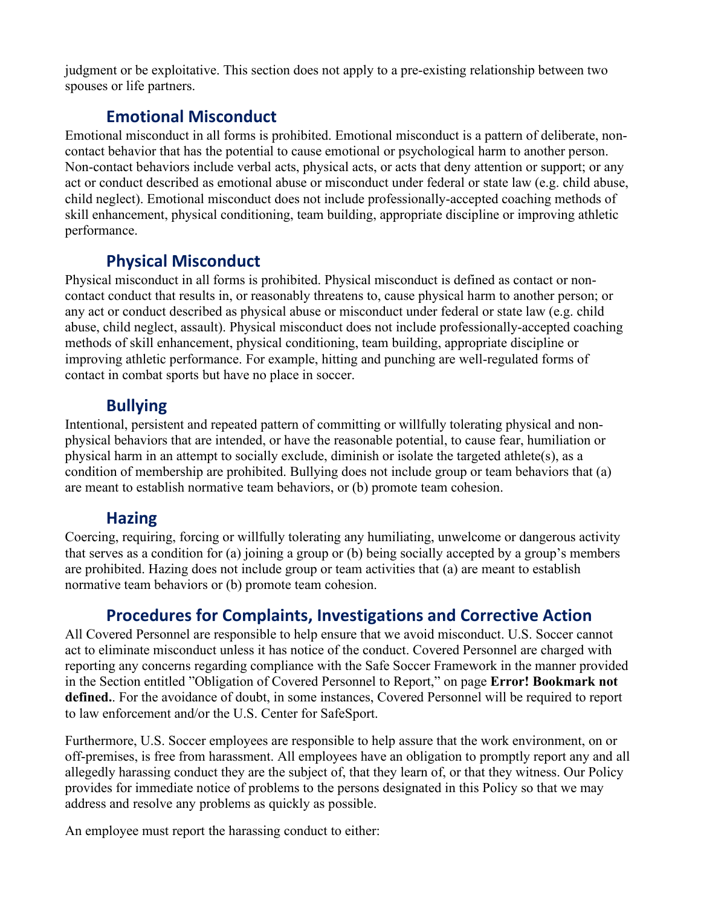judgment or be exploitative. This section does not apply to a pre-existing relationship between two spouses or life partners.

## Emotional Misconduct

Emotional misconduct in all forms is prohibited. Emotional misconduct is a pattern of deliberate, non-contact behavior that has the potential to cause emotional or psychological harm to another person. Non-contact behaviors include verbal acts, physical acts, or acts that deny attention or support; or any act or conduct described as emotional abuse or misconduct under federal or state law (e.g. child abuse, child neglect). Emotional misconduct does not include professionally-accepted coaching methods of skill enhancement, physical conditioning, team building, appropriate discipline or improving athletic performance.

## Physical Misconduct

Physical misconduct in all forms is prohibited. Physical misconduct is defined as contact or non-contact conduct that results in, or reasonably threatens to, cause physical harm to another person; or any act or conduct described as physical abuse or misconduct under federal or state law (e.g. child abuse, child neglect, assault). Physical misconduct does not include professionally-accepted coaching methods of skill enhancement, physical conditioning, team building, appropriate discipline or improving athletic performance. For example, hitting and punching are well-regulated forms of contact in combat sports but have no place in soccer.

## Bullying

Intentional, persistent and repeated pattern of committing or willfully tolerating physical and non-physical behaviors that are intended, or have the reasonable potential, to cause fear, humiliation or physical harm in an attempt to socially exclude, diminish or isolate the targeted athlete(s), as a condition of membership are prohibited. Bullying does not include group or team behaviors that (a) are meant to establish normative team behaviors, or (b) promote team cohesion.

## Hazing

Coercing, requiring, forcing or willfully tolerating any humiliating, unwelcome or dangerous activity that serves as a condition for (a) joining a group or (b) being socially accepted by a group's members are prohibited. Hazing does not include group or team activities that (a) are meant to establish normative team behaviors or (b) promote team cohesion.

## Procedures for Complaints, Investigations and Corrective Action

All Covered Personnel are responsible to help ensure that we avoid misconduct. U.S. Soccer cannot act to eliminate misconduct unless it has notice of the conduct. Covered Personnel are charged with reporting any concerns regarding compliance with the Safe Soccer Framework in the manner provided in the Section entitled "Obligation of Covered Personnel to Report," on page **Error! Bookmark not defined.**. For the avoidance of doubt, in some instances, Covered Personnel will be required to report to law enforcement and/or the U.S. Center for SafeSport.

Furthermore, U.S. Soccer employees are responsible to help assure that the work environment, on or off-premises, is free from harassment. All employees have an obligation to promptly report any and all allegedly harassing conduct they are the subject of, that they learn of, or that they witness. Our Policy provides for immediate notice of problems to the persons designated in this Policy so that we may address and resolve any problems as quickly as possible.

An employee must report the harassing conduct to either: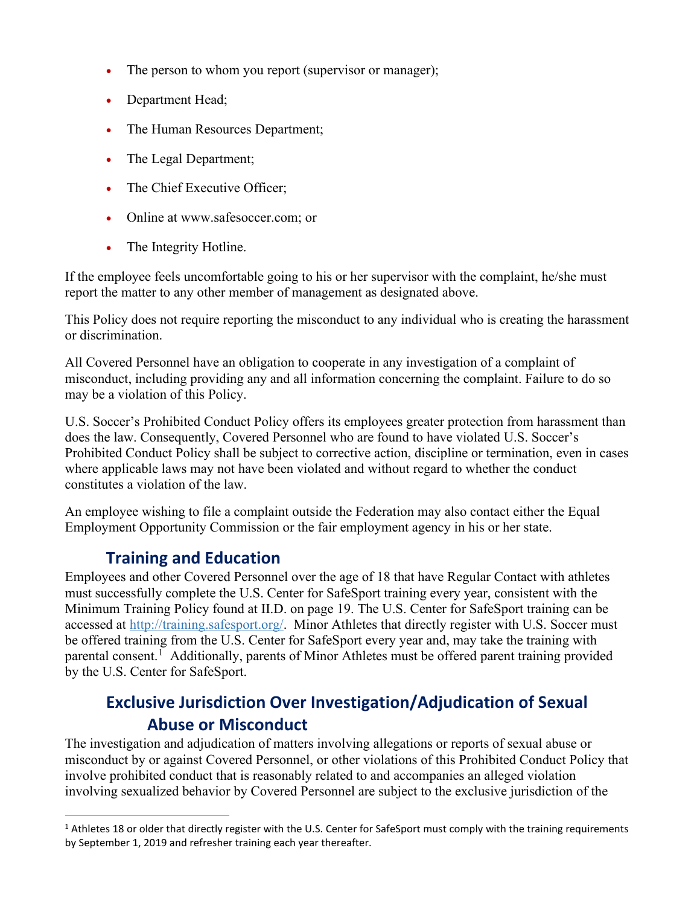- The person to whom you report (supervisor or manager);
- Department Head;
- The Human Resources Department;
- The Legal Department;
- The Chief Executive Officer;
- Online at www.safesoccer.com; or
- The Integrity Hotline.

If the employee feels uncomfortable going to his or her supervisor with the complaint, he/she must report the matter to any other member of management as designated above.

This Policy does not require reporting the misconduct to any individual who is creating the harassment or discrimination.

All Covered Personnel have an obligation to cooperate in any investigation of a complaint of misconduct, including providing any and all information concerning the complaint. Failure to do so may be a violation of this Policy.

U.S. Soccer's Prohibited Conduct Policy offers its employees greater protection from harassment than does the law. Consequently, Covered Personnel who are found to have violated U.S. Soccer's Prohibited Conduct Policy shall be subject to corrective action, discipline or termination, even in cases where applicable laws may not have been violated and without regard to whether the conduct constitutes a violation of the law.

An employee wishing to file a complaint outside the Federation may also contact either the Equal Employment Opportunity Commission or the fair employment agency in his or her state.

## Training and Education

Employees and other Covered Personnel over the age of 18 that have Regular Contact with athletes must successfully complete the U.S. Center for SafeSport training every year, consistent with the Minimum Training Policy found at II.D. on page 19. The U.S. Center for SafeSport training can be accessed at http://training.safesport.org/. Minor Athletes that directly register with U.S. Soccer must be offered training from the U.S. Center for SafeSport every year and, may take the training with parental consent.[1] Additionally, parents of Minor Athletes must be offered parent training provided by the U.S. Center for SafeSport.

## Exclusive Jurisdiction Over Investigation/Adjudication of Sexual Abuse or Misconduct

The investigation and adjudication of matters involving allegations or reports of sexual abuse or misconduct by or against Covered Personnel, or other violations of this Prohibited Conduct Policy that involve prohibited conduct that is reasonably related to and accompanies an alleged violation involving sexualized behavior by Covered Personnel are subject to the exclusive jurisdiction of the

[1] Athletes 18 or older that directly register with the U.S. Center for SafeSport must comply with the training requirements by September 1, 2019 and refresher training each year thereafter.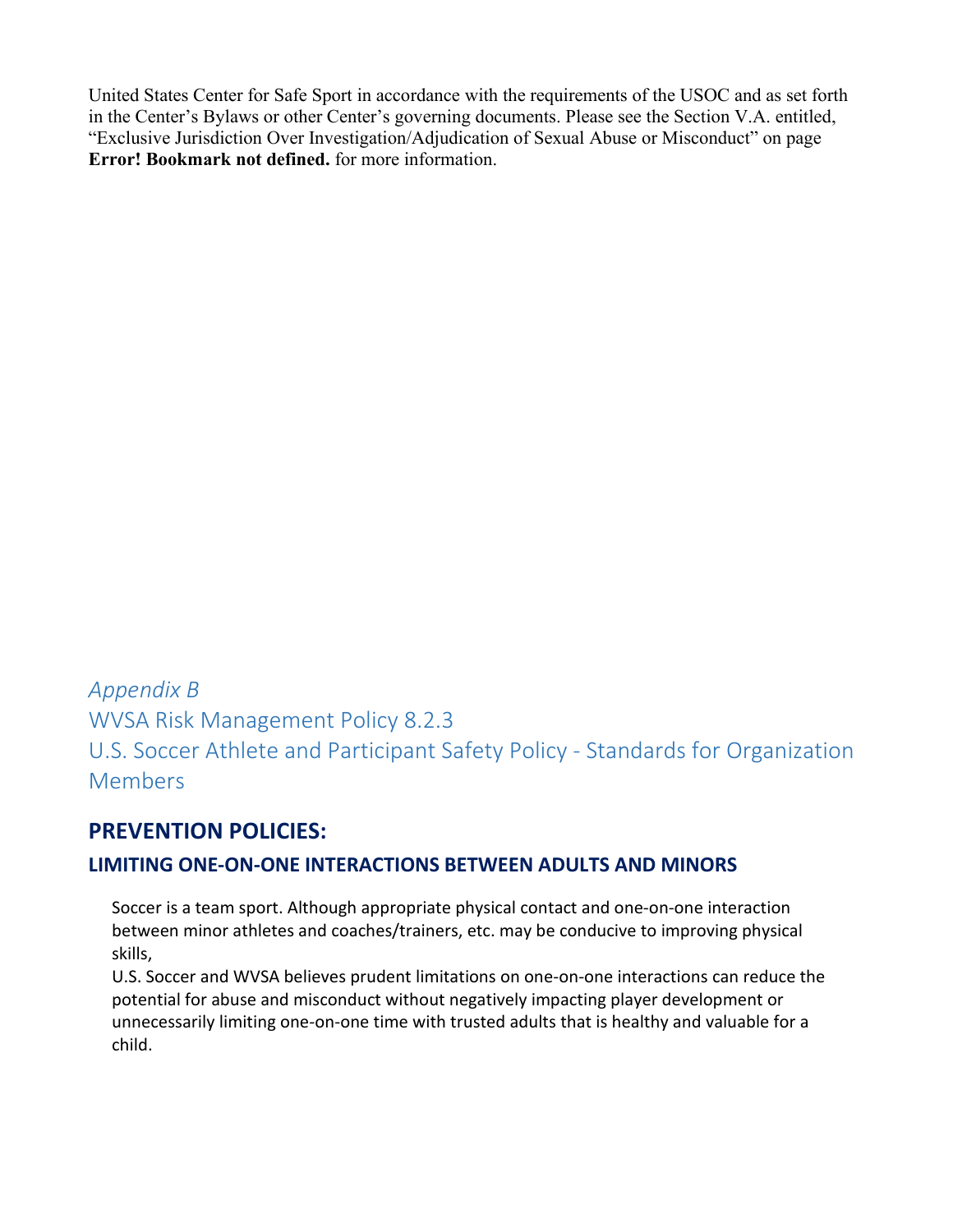United States Center for Safe Sport in accordance with the requirements of the USOC and as set forth in the Center's Bylaws or other Center's governing documents. Please see the Section V.A. entitled, "Exclusive Jurisdiction Over Investigation/Adjudication of Sexual Abuse or Misconduct" on page **Error! Bookmark not defined.** for more information.

*Appendix B*

WVSA Risk Management Policy 8.2.3

U.S. Soccer Athlete and Participant Safety Policy - Standards for Organization Members

## PREVENTION POLICIES:

### LIMITING ONE-ON-ONE INTERACTIONS BETWEEN ADULTS AND MINORS

Soccer is a team sport. Although appropriate physical contact and one-on-one interaction between minor athletes and coaches/trainers, etc. may be conducive to improving physical skills,

U.S. Soccer and WVSA believes prudent limitations on one-on-one interactions can reduce the potential for abuse and misconduct without negatively impacting player development or unnecessarily limiting one-on-one time with trusted adults that is healthy and valuable for a child.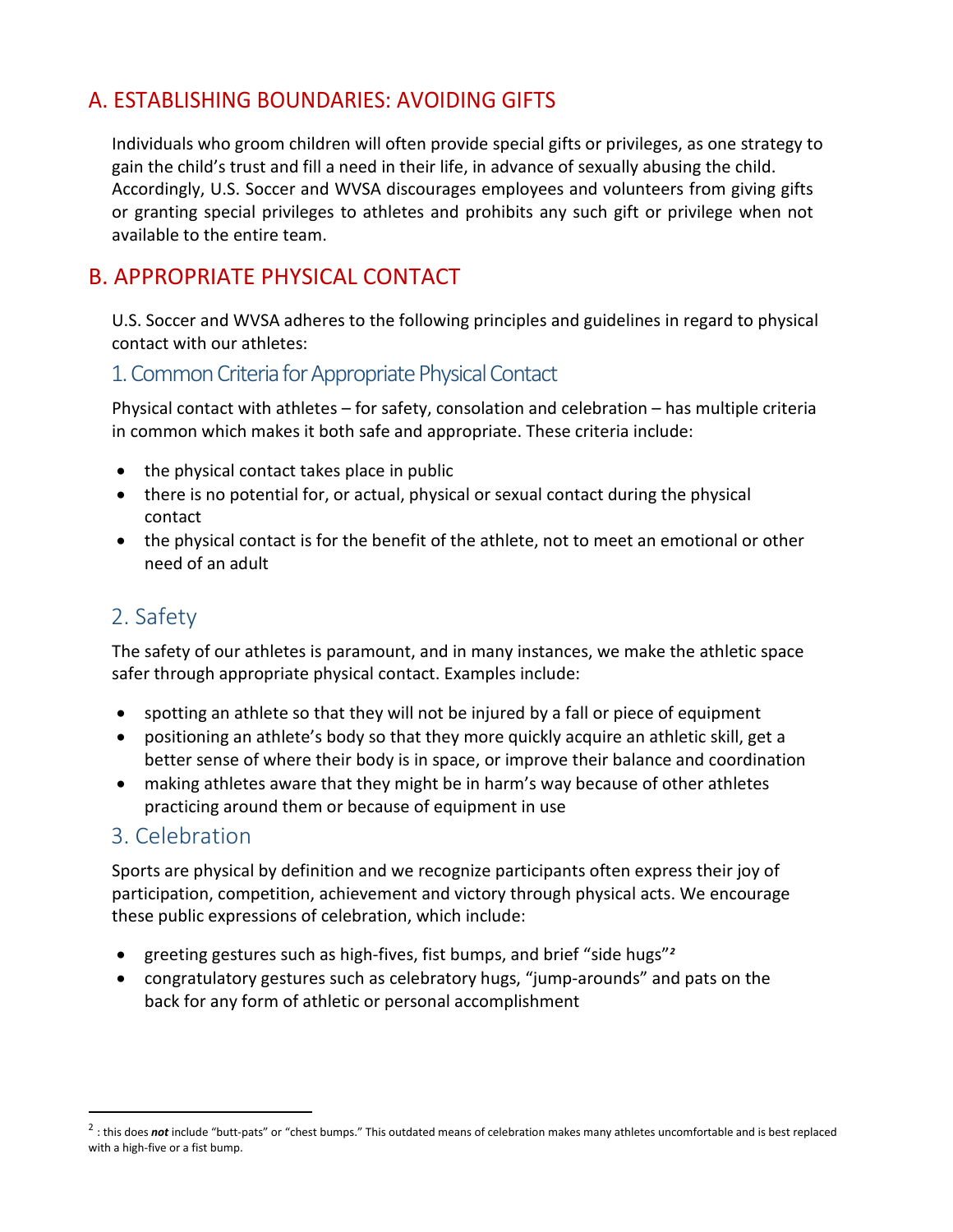## A. ESTABLISHING BOUNDARIES: AVOIDING GIFTS

Individuals who groom children will often provide special gifts or privileges, as one strategy to gain the child's trust and fill a need in their life, in advance of sexually abusing the child. Accordingly, U.S. Soccer and WVSA discourages employees and volunteers from giving gifts or granting special privileges to athletes and prohibits any such gift or privilege when not available to the entire team.

## B. APPROPRIATE PHYSICAL CONTACT

U.S. Soccer and WVSA adheres to the following principles and guidelines in regard to physical contact with our athletes:

### 1. Common Criteria for Appropriate Physical Contact

Physical contact with athletes – for safety, consolation and celebration – has multiple criteria in common which makes it both safe and appropriate. These criteria include:

- the physical contact takes place in public
- there is no potential for, or actual, physical or sexual contact during the physical contact
- the physical contact is for the benefit of the athlete, not to meet an emotional or other need of an adult

### 2. Safety

The safety of our athletes is paramount, and in many instances, we make the athletic space safer through appropriate physical contact. Examples include:

- spotting an athlete so that they will not be injured by a fall or piece of equipment
- positioning an athlete's body so that they more quickly acquire an athletic skill, get a better sense of where their body is in space, or improve their balance and coordination
- making athletes aware that they might be in harm's way because of other athletes practicing around them or because of equipment in use

### 3. Celebration

Sports are physical by definition and we recognize participants often express their joy of participation, competition, achievement and victory through physical acts. We encourage these public expressions of celebration, which include:

- greeting gestures such as high-fives, fist bumps, and brief "side hugs"[2]
- congratulatory gestures such as celebratory hugs, "jump-arounds" and pats on the back for any form of athletic or personal accomplishment

---

[2] : this does ***not*** include "butt-pats" or "chest bumps." This outdated means of celebration makes many athletes uncomfortable and is best replaced with a high-five or a fist bump.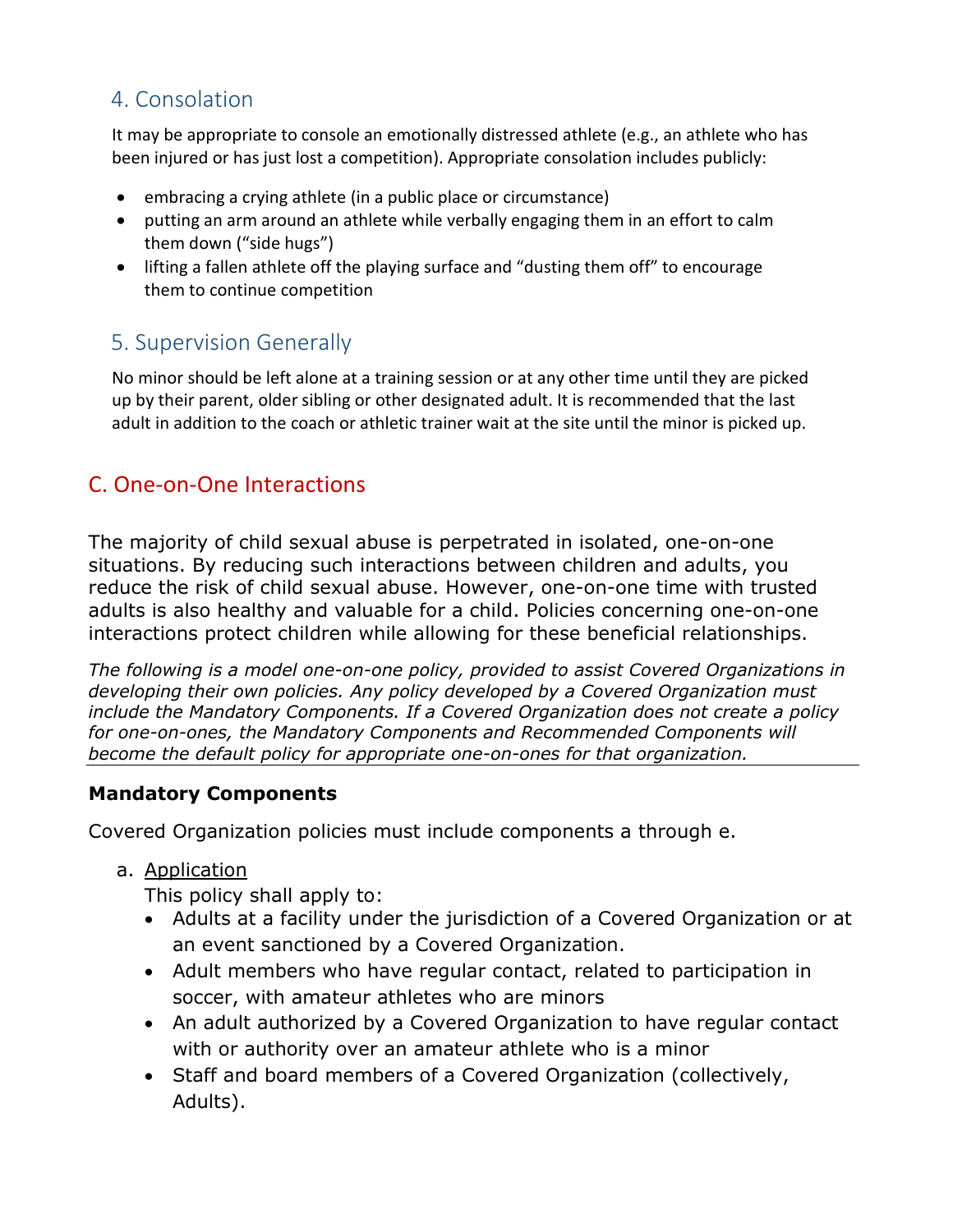### 4. Consolation

It may be appropriate to console an emotionally distressed athlete (e.g., an athlete who has been injured or has just lost a competition). Appropriate consolation includes publicly:

- embracing a crying athlete (in a public place or circumstance)
- putting an arm around an athlete while verbally engaging them in an effort to calm them down ("side hugs")
- lifting a fallen athlete off the playing surface and "dusting them off" to encourage them to continue competition

### 5. Supervision Generally

No minor should be left alone at a training session or at any other time until they are picked up by their parent, older sibling or other designated adult. It is recommended that the last adult in addition to the coach or athletic trainer wait at the site until the minor is picked up.

## C. One-on-One Interactions

The majority of child sexual abuse is perpetrated in isolated, one-on-one situations. By reducing such interactions between children and adults, you reduce the risk of child sexual abuse. However, one-on-one time with trusted adults is also healthy and valuable for a child. Policies concerning one-on-one interactions protect children while allowing for these beneficial relationships.

*The following is a model one-on-one policy, provided to assist Covered Organizations in developing their own policies. Any policy developed by a Covered Organization must include the Mandatory Components. If a Covered Organization does not create a policy for one-on-ones, the Mandatory Components and Recommended Components will become the default policy for appropriate one-on-ones for that organization.*

---

**Mandatory Components**

Covered Organization policies must include components a through e.

a. Application

   This policy shall apply to:

   - Adults at a facility under the jurisdiction of a Covered Organization or at an event sanctioned by a Covered Organization.
   - Adult members who have regular contact, related to participation in soccer, with amateur athletes who are minors
   - An adult authorized by a Covered Organization to have regular contact with or authority over an amateur athlete who is a minor
   - Staff and board members of a Covered Organization (collectively, Adults).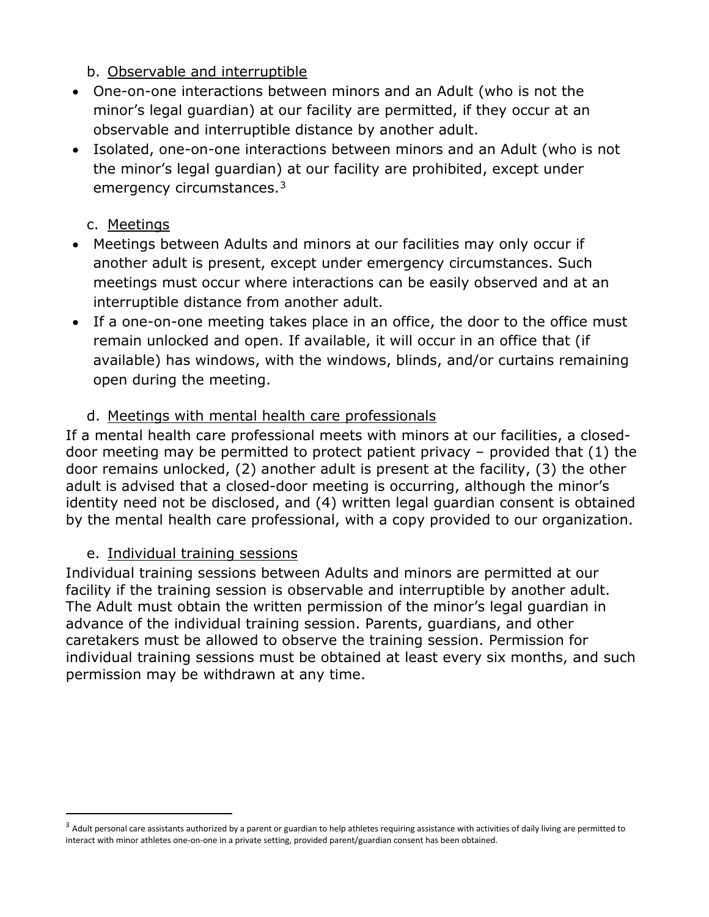b. Observable and interruptible

- One-on-one interactions between minors and an Adult (who is not the minor's legal guardian) at our facility are permitted, if they occur at an observable and interruptible distance by another adult.
- Isolated, one-on-one interactions between minors and an Adult (who is not the minor's legal guardian) at our facility are prohibited, except under emergency circumstances.[3]

c. Meetings

- Meetings between Adults and minors at our facilities may only occur if another adult is present, except under emergency circumstances. Such meetings must occur where interactions can be easily observed and at an interruptible distance from another adult.
- If a one-on-one meeting takes place in an office, the door to the office must remain unlocked and open. If available, it will occur in an office that (if available) has windows, with the windows, blinds, and/or curtains remaining open during the meeting.

d. Meetings with mental health care professionals

If a mental health care professional meets with minors at our facilities, a closed-door meeting may be permitted to protect patient privacy – provided that (1) the door remains unlocked, (2) another adult is present at the facility, (3) the other adult is advised that a closed-door meeting is occurring, although the minor's identity need not be disclosed, and (4) written legal guardian consent is obtained by the mental health care professional, with a copy provided to our organization.

e. Individual training sessions

Individual training sessions between Adults and minors are permitted at our facility if the training session is observable and interruptible by another adult. The Adult must obtain the written permission of the minor's legal guardian in advance of the individual training session. Parents, guardians, and other caretakers must be allowed to observe the training session. Permission for individual training sessions must be obtained at least every six months, and such permission may be withdrawn at any time.

---

[3] Adult personal care assistants authorized by a parent or guardian to help athletes requiring assistance with activities of daily living are permitted to interact with minor athletes one-on-one in a private setting, provided parent/guardian consent has been obtained.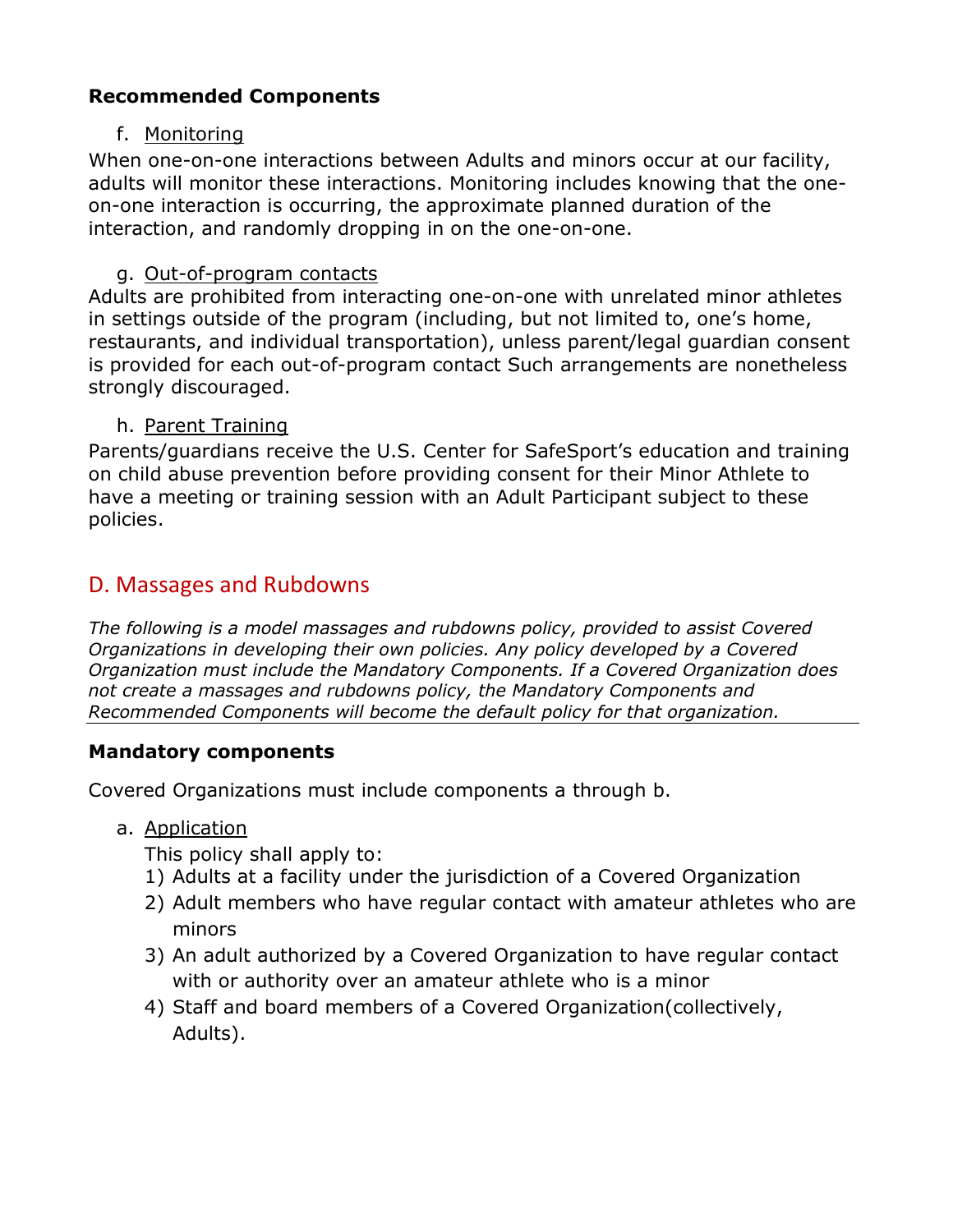**Recommended Components**

f. Monitoring

When one-on-one interactions between Adults and minors occur at our facility, adults will monitor these interactions. Monitoring includes knowing that the one-on-one interaction is occurring, the approximate planned duration of the interaction, and randomly dropping in on the one-on-one.

g. Out-of-program contacts

Adults are prohibited from interacting one-on-one with unrelated minor athletes in settings outside of the program (including, but not limited to, one's home, restaurants, and individual transportation), unless parent/legal guardian consent is provided for each out-of-program contact Such arrangements are nonetheless strongly discouraged.

h. Parent Training

Parents/guardians receive the U.S. Center for SafeSport's education and training on child abuse prevention before providing consent for their Minor Athlete to have a meeting or training session with an Adult Participant subject to these policies.

## D. Massages and Rubdowns

*The following is a model massages and rubdowns policy, provided to assist Covered Organizations in developing their own policies. Any policy developed by a Covered Organization must include the Mandatory Components. If a Covered Organization does not create a massages and rubdowns policy, the Mandatory Components and Recommended Components will become the default policy for that organization.*

---

**Mandatory components**

Covered Organizations must include components a through b.

a. Application

This policy shall apply to:

1) Adults at a facility under the jurisdiction of a Covered Organization
2) Adult members who have regular contact with amateur athletes who are minors
3) An adult authorized by a Covered Organization to have regular contact with or authority over an amateur athlete who is a minor
4) Staff and board members of a Covered Organization(collectively, Adults).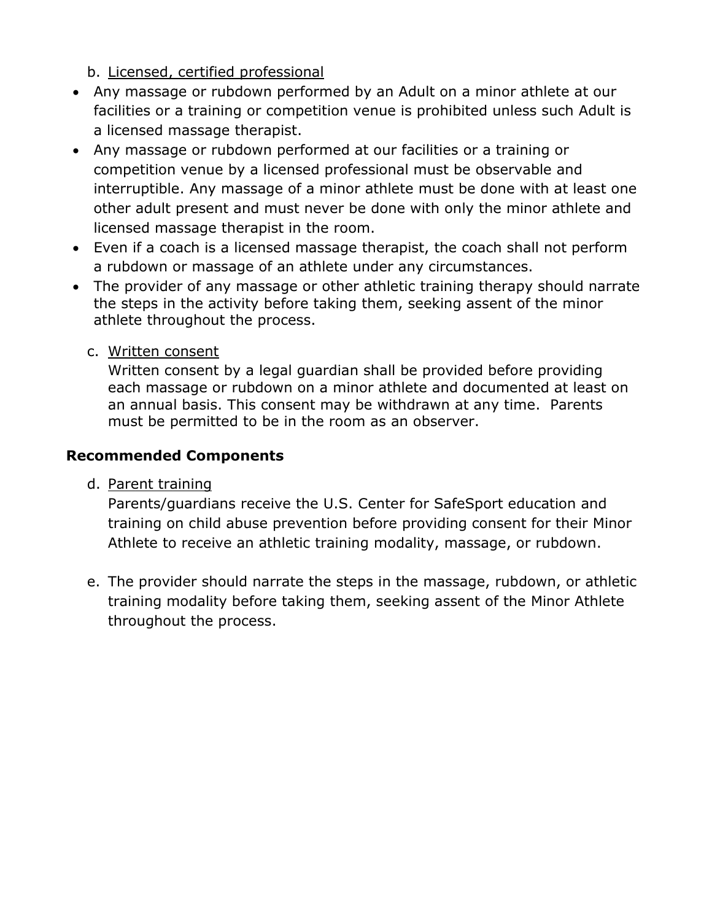b. Licensed, certified professional

- Any massage or rubdown performed by an Adult on a minor athlete at our facilities or a training or competition venue is prohibited unless such Adult is a licensed massage therapist.
- Any massage or rubdown performed at our facilities or a training or competition venue by a licensed professional must be observable and interruptible. Any massage of a minor athlete must be done with at least one other adult present and must never be done with only the minor athlete and licensed massage therapist in the room.
- Even if a coach is a licensed massage therapist, the coach shall not perform a rubdown or massage of an athlete under any circumstances.
- The provider of any massage or other athletic training therapy should narrate the steps in the activity before taking them, seeking assent of the minor athlete throughout the process.

c. Written consent

Written consent by a legal guardian shall be provided before providing each massage or rubdown on a minor athlete and documented at least on an annual basis. This consent may be withdrawn at any time. Parents must be permitted to be in the room as an observer.

**Recommended Components**

d. Parent training

Parents/guardians receive the U.S. Center for SafeSport education and training on child abuse prevention before providing consent for their Minor Athlete to receive an athletic training modality, massage, or rubdown.

e. The provider should narrate the steps in the massage, rubdown, or athletic training modality before taking them, seeking assent of the Minor Athlete throughout the process.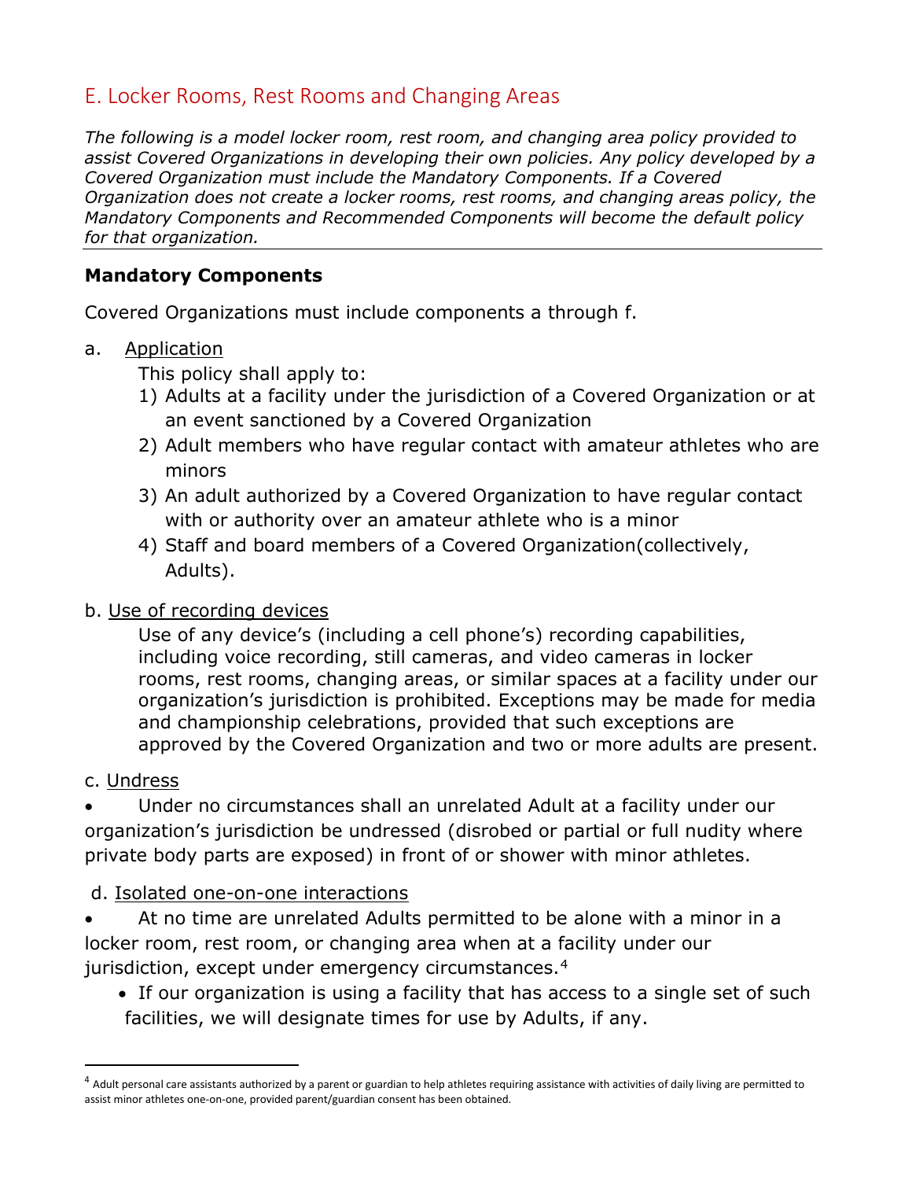## E. Locker Rooms, Rest Rooms and Changing Areas

*The following is a model locker room, rest room, and changing area policy provided to assist Covered Organizations in developing their own policies. Any policy developed by a Covered Organization must include the Mandatory Components. If a Covered Organization does not create a locker rooms, rest rooms, and changing areas policy, the Mandatory Components and Recommended Components will become the default policy for that organization.*

---

**Mandatory Components**

Covered Organizations must include components a through f.

a. Application

This policy shall apply to:

1) Adults at a facility under the jurisdiction of a Covered Organization or at an event sanctioned by a Covered Organization
2) Adult members who have regular contact with amateur athletes who are minors
3) An adult authorized by a Covered Organization to have regular contact with or authority over an amateur athlete who is a minor
4) Staff and board members of a Covered Organization(collectively, Adults).

b. Use of recording devices

Use of any device's (including a cell phone's) recording capabilities, including voice recording, still cameras, and video cameras in locker rooms, rest rooms, changing areas, or similar spaces at a facility under our organization's jurisdiction is prohibited. Exceptions may be made for media and championship celebrations, provided that such exceptions are approved by the Covered Organization and two or more adults are present.

c. Undress

- Under no circumstances shall an unrelated Adult at a facility under our organization's jurisdiction be undressed (disrobed or partial or full nudity where private body parts are exposed) in front of or shower with minor athletes.

d. Isolated one-on-one interactions

- At no time are unrelated Adults permitted to be alone with a minor in a locker room, rest room, or changing area when at a facility under our jurisdiction, except under emergency circumstances.[4]
  - If our organization is using a facility that has access to a single set of such facilities, we will designate times for use by Adults, if any.

---

[4] Adult personal care assistants authorized by a parent or guardian to help athletes requiring assistance with activities of daily living are permitted to assist minor athletes one-on-one, provided parent/guardian consent has been obtained.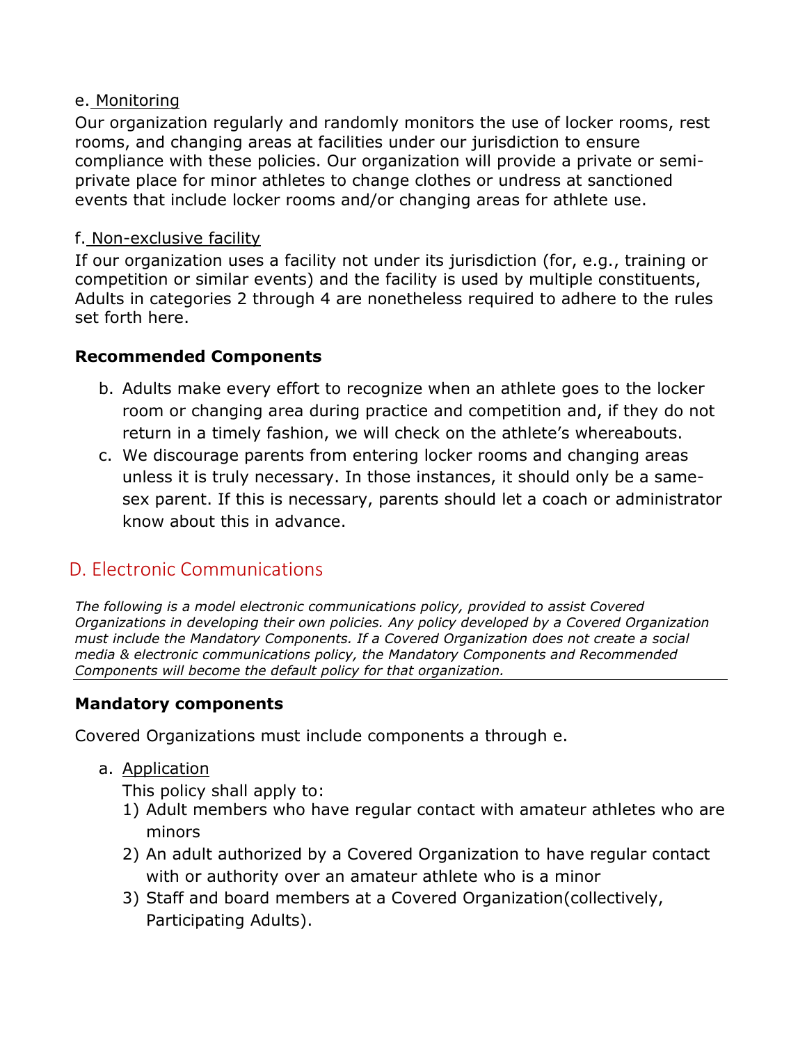e. Monitoring

Our organization regularly and randomly monitors the use of locker rooms, rest rooms, and changing areas at facilities under our jurisdiction to ensure compliance with these policies. Our organization will provide a private or semi-private place for minor athletes to change clothes or undress at sanctioned events that include locker rooms and/or changing areas for athlete use.

f. Non-exclusive facility

If our organization uses a facility not under its jurisdiction (for, e.g., training or competition or similar events) and the facility is used by multiple constituents, Adults in categories 2 through 4 are nonetheless required to adhere to the rules set forth here.

**Recommended Components**

b. Adults make every effort to recognize when an athlete goes to the locker room or changing area during practice and competition and, if they do not return in a timely fashion, we will check on the athlete's whereabouts.
c. We discourage parents from entering locker rooms and changing areas unless it is truly necessary. In those instances, it should only be a same-sex parent. If this is necessary, parents should let a coach or administrator know about this in advance.

## D. Electronic Communications

*The following is a model electronic communications policy, provided to assist Covered Organizations in developing their own policies. Any policy developed by a Covered Organization must include the Mandatory Components. If a Covered Organization does not create a social media & electronic communications policy, the Mandatory Components and Recommended Components will become the default policy for that organization.*

**Mandatory components**

Covered Organizations must include components a through e.

a. Application

   This policy shall apply to:
   1) Adult members who have regular contact with amateur athletes who are minors
   2) An adult authorized by a Covered Organization to have regular contact with or authority over an amateur athlete who is a minor
   3) Staff and board members at a Covered Organization(collectively, Participating Adults).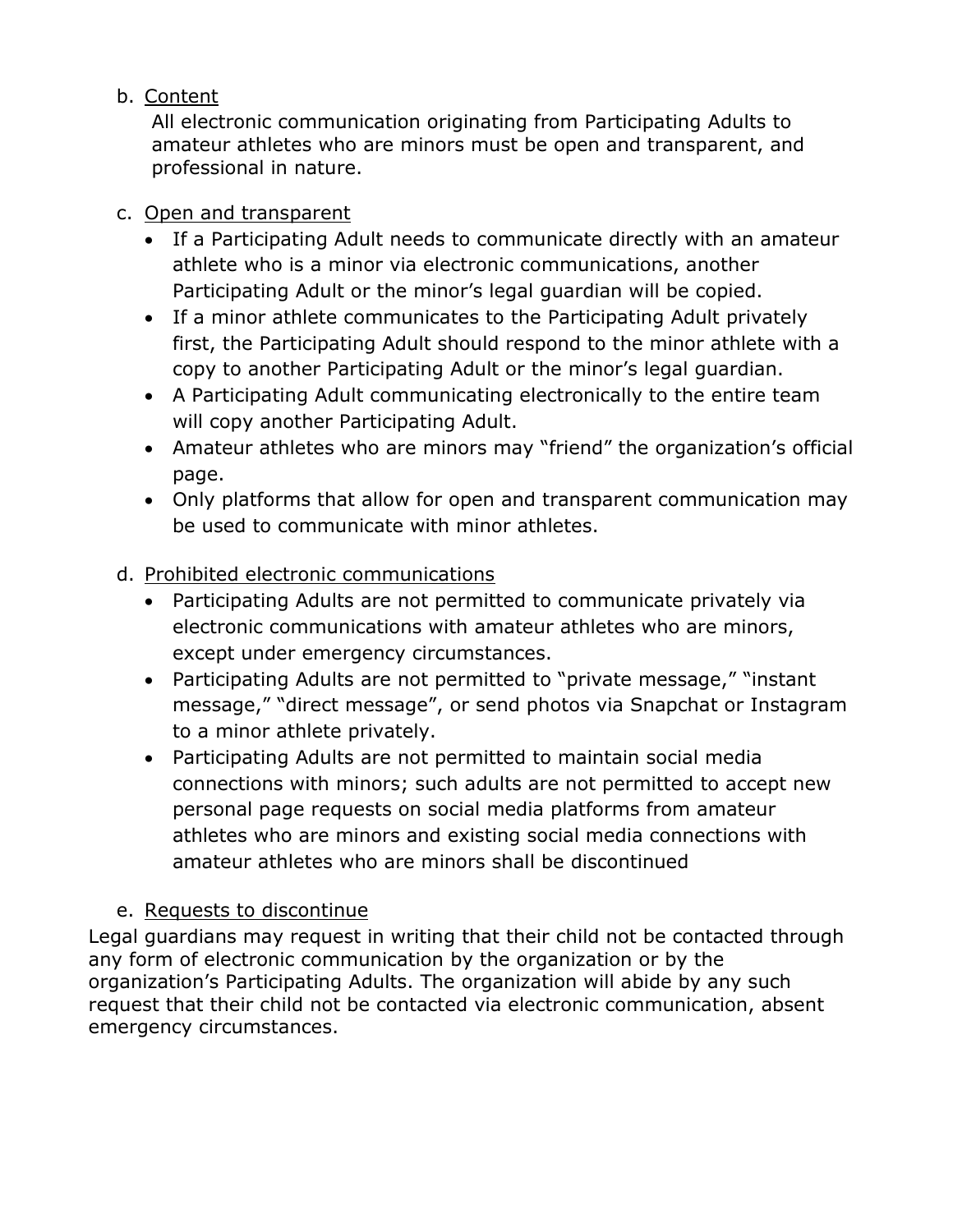b. <u>Content</u>

All electronic communication originating from Participating Adults to amateur athletes who are minors must be open and transparent, and professional in nature.

c. <u>Open and transparent</u>

- If a Participating Adult needs to communicate directly with an amateur athlete who is a minor via electronic communications, another Participating Adult or the minor's legal guardian will be copied.
- If a minor athlete communicates to the Participating Adult privately first, the Participating Adult should respond to the minor athlete with a copy to another Participating Adult or the minor's legal guardian.
- A Participating Adult communicating electronically to the entire team will copy another Participating Adult.
- Amateur athletes who are minors may "friend" the organization's official page.
- Only platforms that allow for open and transparent communication may be used to communicate with minor athletes.

d. <u>Prohibited electronic communications</u>

- Participating Adults are not permitted to communicate privately via electronic communications with amateur athletes who are minors, except under emergency circumstances.
- Participating Adults are not permitted to "private message," "instant message," "direct message", or send photos via Snapchat or Instagram to a minor athlete privately.
- Participating Adults are not permitted to maintain social media connections with minors; such adults are not permitted to accept new personal page requests on social media platforms from amateur athletes who are minors and existing social media connections with amateur athletes who are minors shall be discontinued

e. <u>Requests to discontinue</u>

Legal guardians may request in writing that their child not be contacted through any form of electronic communication by the organization or by the organization's Participating Adults. The organization will abide by any such request that their child not be contacted via electronic communication, absent emergency circumstances.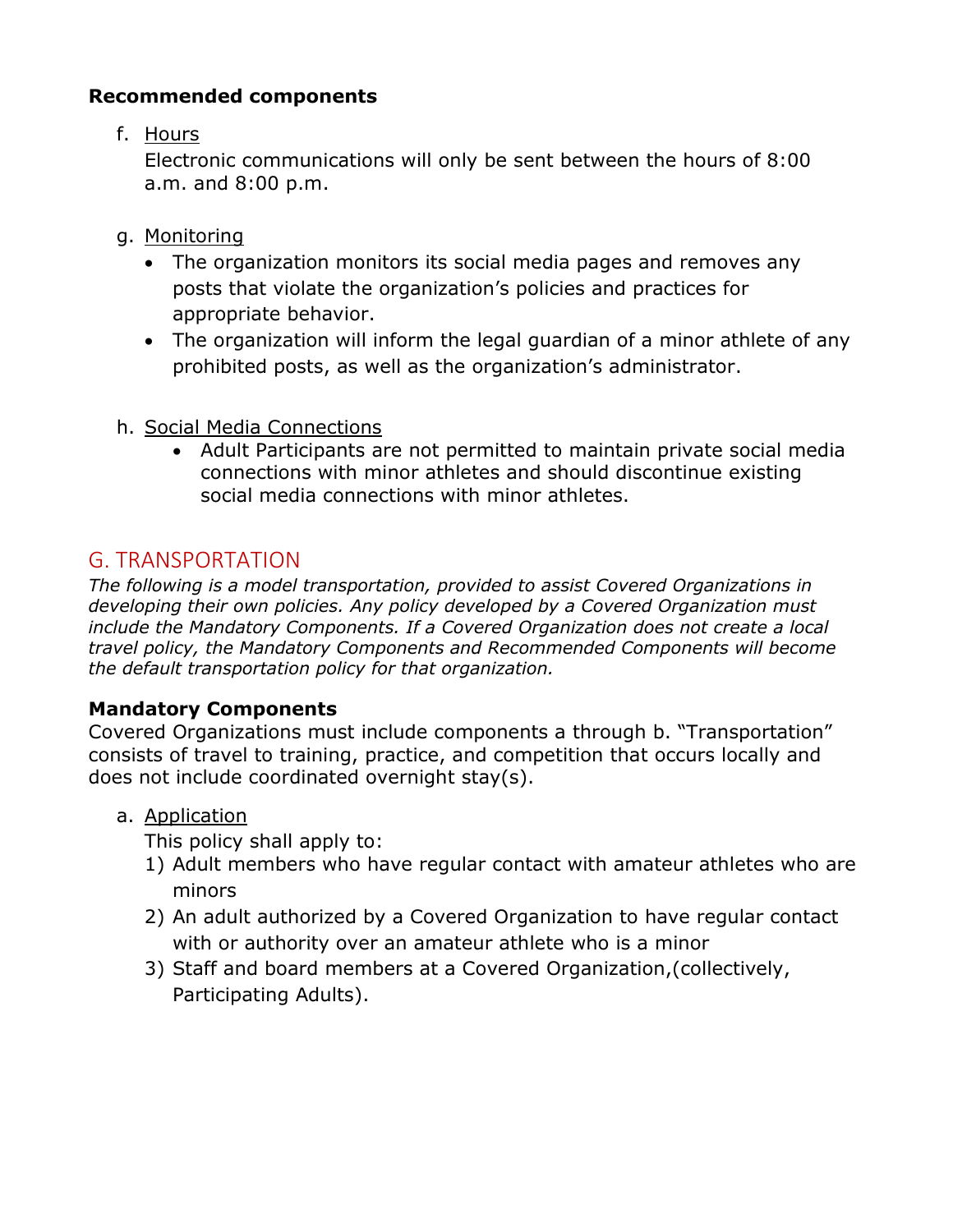**Recommended components**

f. Hours
   Electronic communications will only be sent between the hours of 8:00 a.m. and 8:00 p.m.

g. Monitoring
   - The organization monitors its social media pages and removes any posts that violate the organization's policies and practices for appropriate behavior.
   - The organization will inform the legal guardian of a minor athlete of any prohibited posts, as well as the organization's administrator.

h. Social Media Connections
   - Adult Participants are not permitted to maintain private social media connections with minor athletes and should discontinue existing social media connections with minor athletes.

## G. TRANSPORTATION

*The following is a model transportation, provided to assist Covered Organizations in developing their own policies. Any policy developed by a Covered Organization must include the Mandatory Components. If a Covered Organization does not create a local travel policy, the Mandatory Components and Recommended Components will become the default transportation policy for that organization.*

**Mandatory Components**

Covered Organizations must include components a through b. "Transportation" consists of travel to training, practice, and competition that occurs locally and does not include coordinated overnight stay(s).

a. Application
   This policy shall apply to:
   1) Adult members who have regular contact with amateur athletes who are minors
   2) An adult authorized by a Covered Organization to have regular contact with or authority over an amateur athlete who is a minor
   3) Staff and board members at a Covered Organization,(collectively, Participating Adults).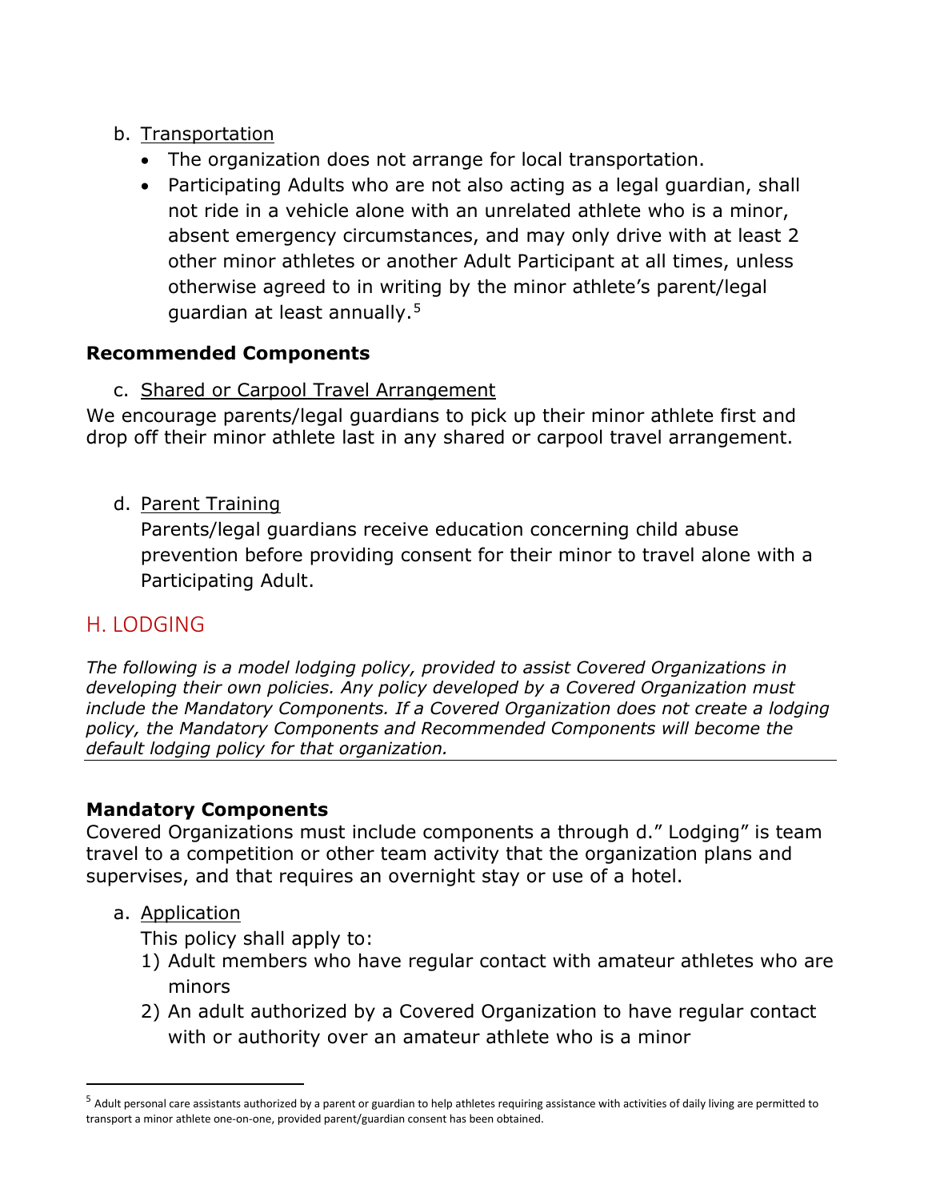b. Transportation

- The organization does not arrange for local transportation.
- Participating Adults who are not also acting as a legal guardian, shall not ride in a vehicle alone with an unrelated athlete who is a minor, absent emergency circumstances, and may only drive with at least 2 other minor athletes or another Adult Participant at all times, unless otherwise agreed to in writing by the minor athlete's parent/legal guardian at least annually.[5]

**Recommended Components**

c. Shared or Carpool Travel Arrangement

We encourage parents/legal guardians to pick up their minor athlete first and drop off their minor athlete last in any shared or carpool travel arrangement.

d. Parent Training

Parents/legal guardians receive education concerning child abuse prevention before providing consent for their minor to travel alone with a Participating Adult.

## H. LODGING

*The following is a model lodging policy, provided to assist Covered Organizations in developing their own policies. Any policy developed by a Covered Organization must include the Mandatory Components. If a Covered Organization does not create a lodging policy, the Mandatory Components and Recommended Components will become the default lodging policy for that organization.*

**Mandatory Components**

Covered Organizations must include components a through d." Lodging" is team travel to a competition or other team activity that the organization plans and supervises, and that requires an overnight stay or use of a hotel.

a. Application

This policy shall apply to:

1) Adult members who have regular contact with amateur athletes who are minors
2) An adult authorized by a Covered Organization to have regular contact with or authority over an amateur athlete who is a minor

[5] Adult personal care assistants authorized by a parent or guardian to help athletes requiring assistance with activities of daily living are permitted to transport a minor athlete one-on-one, provided parent/guardian consent has been obtained.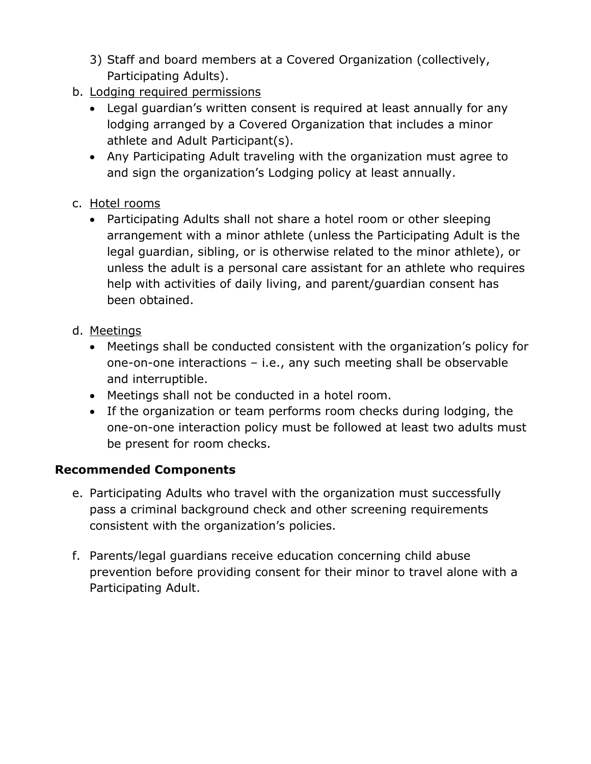3) Staff and board members at a Covered Organization (collectively, Participating Adults).

b. <u>Lodging required permissions</u>
   - Legal guardian's written consent is required at least annually for any lodging arranged by a Covered Organization that includes a minor athlete and Adult Participant(s).
   - Any Participating Adult traveling with the organization must agree to and sign the organization's Lodging policy at least annually.

c. <u>Hotel rooms</u>
   - Participating Adults shall not share a hotel room or other sleeping arrangement with a minor athlete (unless the Participating Adult is the legal guardian, sibling, or is otherwise related to the minor athlete), or unless the adult is a personal care assistant for an athlete who requires help with activities of daily living, and parent/guardian consent has been obtained.

d. <u>Meetings</u>
   - Meetings shall be conducted consistent with the organization's policy for one-on-one interactions – i.e., any such meeting shall be observable and interruptible.
   - Meetings shall not be conducted in a hotel room.
   - If the organization or team performs room checks during lodging, the one-on-one interaction policy must be followed at least two adults must be present for room checks.

**Recommended Components**

e. Participating Adults who travel with the organization must successfully pass a criminal background check and other screening requirements consistent with the organization's policies.

f. Parents/legal guardians receive education concerning child abuse prevention before providing consent for their minor to travel alone with a Participating Adult.